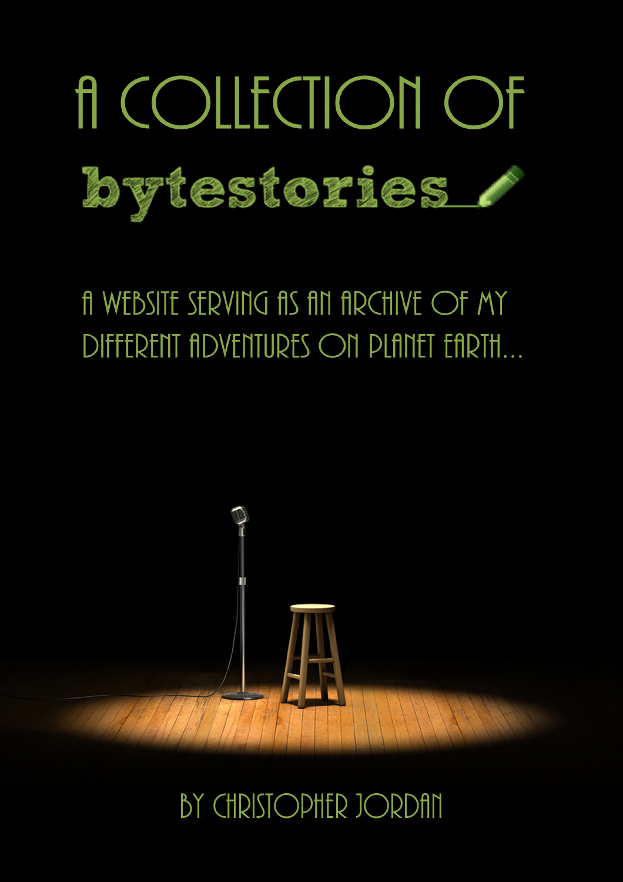# A COLLECTION OF

# bytestories

A WEBSITE SERVING AS AN ARCHIVE OF MY DIFFERENT ADVENTURES ON PLANET EARTH...

BY CHRISTOPHER JORDAN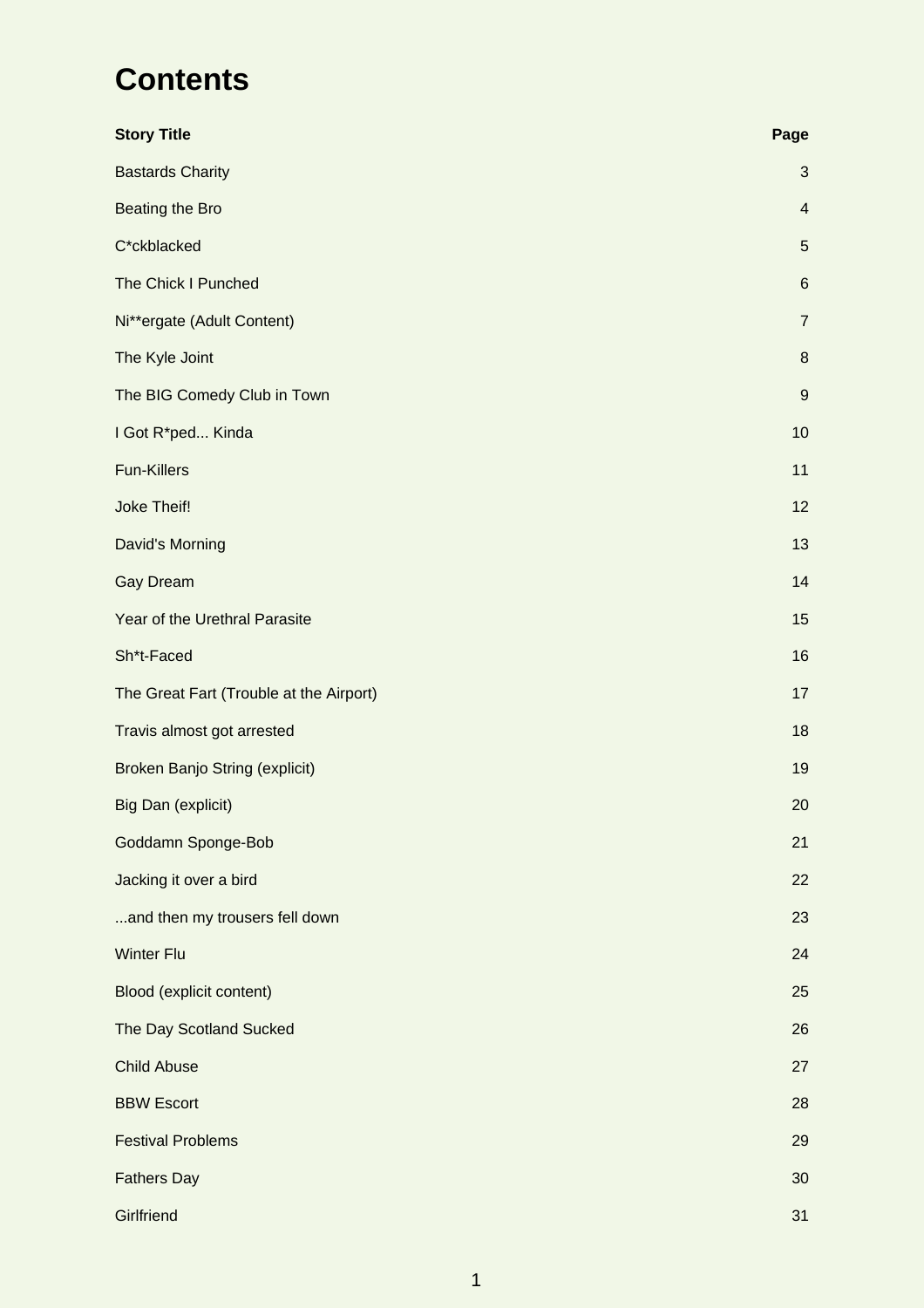# Contents

| Story Title | Page |
|---|---|
| Bastards Charity | 3 |
| Beating the Bro | 4 |
| C*ckblacked | 5 |
| The Chick I Punched | 6 |
| Ni**ergate (Adult Content) | 7 |
| The Kyle Joint | 8 |
| The BIG Comedy Club in Town | 9 |
| I Got R*ped... Kinda | 10 |
| Fun-Killers | 11 |
| Joke Theif! | 12 |
| David's Morning | 13 |
| Gay Dream | 14 |
| Year of the Urethral Parasite | 15 |
| Sh*t-Faced | 16 |
| The Great Fart (Trouble at the Airport) | 17 |
| Travis almost got arrested | 18 |
| Broken Banjo String (explicit) | 19 |
| Big Dan (explicit) | 20 |
| Goddamn Sponge-Bob | 21 |
| Jacking it over a bird | 22 |
| ...and then my trousers fell down | 23 |
| Winter Flu | 24 |
| Blood (explicit content) | 25 |
| The Day Scotland Sucked | 26 |
| Child Abuse | 27 |
| BBW Escort | 28 |
| Festival Problems | 29 |
| Fathers Day | 30 |
| Girlfriend | 31 |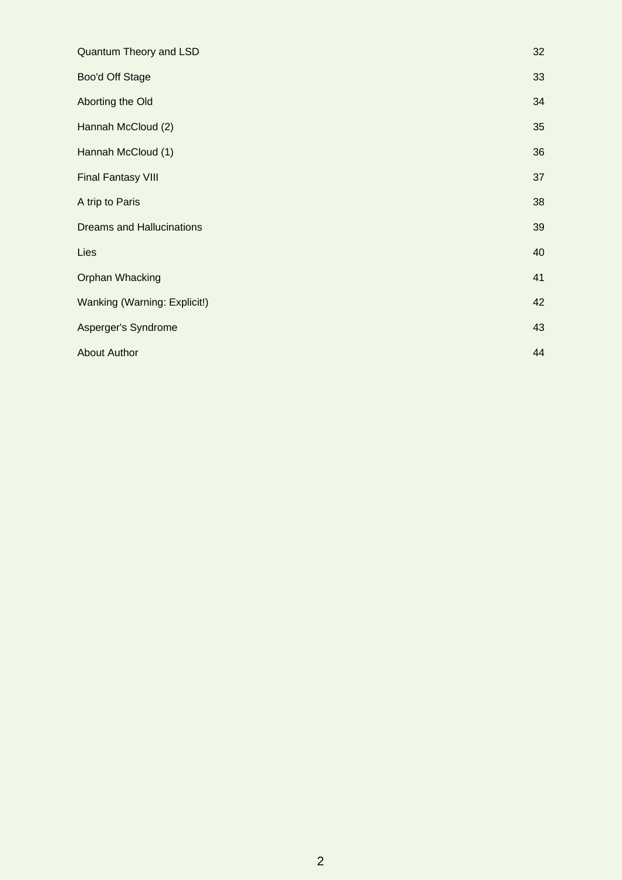| | |
|---|---|
| Quantum Theory and LSD | 32 |
| Boo'd Off Stage | 33 |
| Aborting the Old | 34 |
| Hannah McCloud (2) | 35 |
| Hannah McCloud (1) | 36 |
| Final Fantasy VIII | 37 |
| A trip to Paris | 38 |
| Dreams and Hallucinations | 39 |
| Lies | 40 |
| Orphan Whacking | 41 |
| Wanking (Warning: Explicit!) | 42 |
| Asperger's Syndrome | 43 |
| About Author | 44 |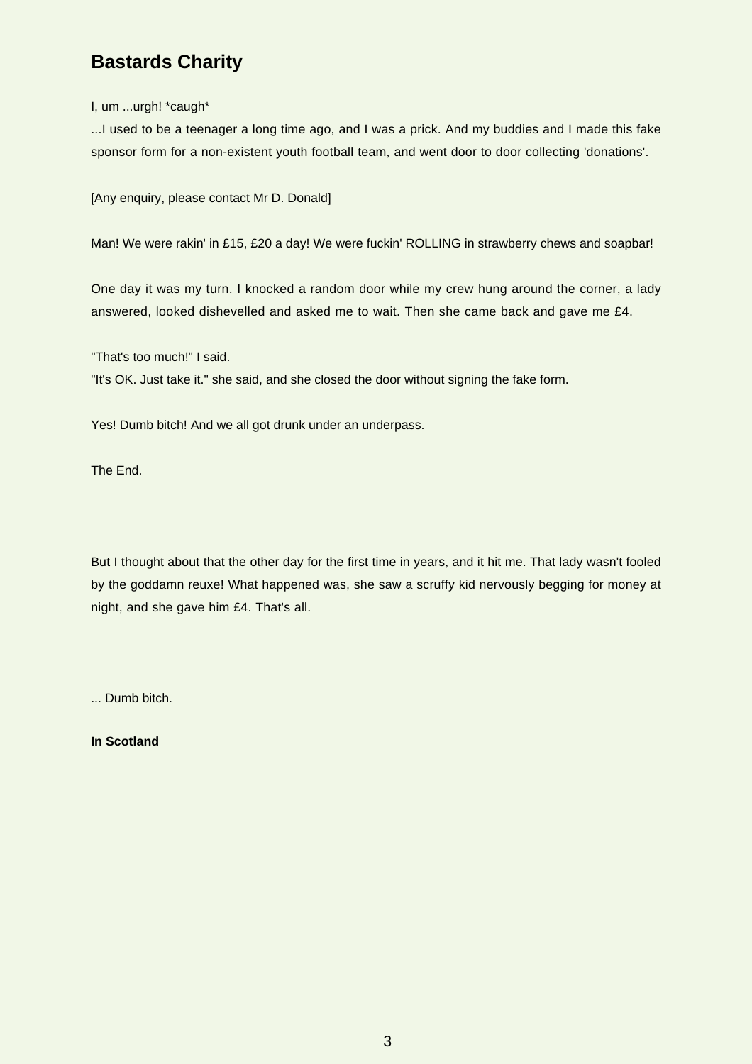## Bastards Charity

I, um ...urgh! *caugh*

...I used to be a teenager a long time ago, and I was a prick. And my buddies and I made this fake sponsor form for a non-existent youth football team, and went door to door collecting 'donations'.

[Any enquiry, please contact Mr D. Donald]

Man! We were rakin' in £15, £20 a day! We were fuckin' ROLLING in strawberry chews and soapbar!

One day it was my turn. I knocked a random door while my crew hung around the corner, a lady answered, looked dishevelled and asked me to wait. Then she came back and gave me £4.

"That's too much!" I said.
"It's OK. Just take it." she said, and she closed the door without signing the fake form.

Yes! Dumb bitch! And we all got drunk under an underpass.

The End.

But I thought about that the other day for the first time in years, and it hit me. That lady wasn't fooled by the goddamn reuxe! What happened was, she saw a scruffy kid nervously begging for money at night, and she gave him £4. That's all.

... Dumb bitch.

**In Scotland**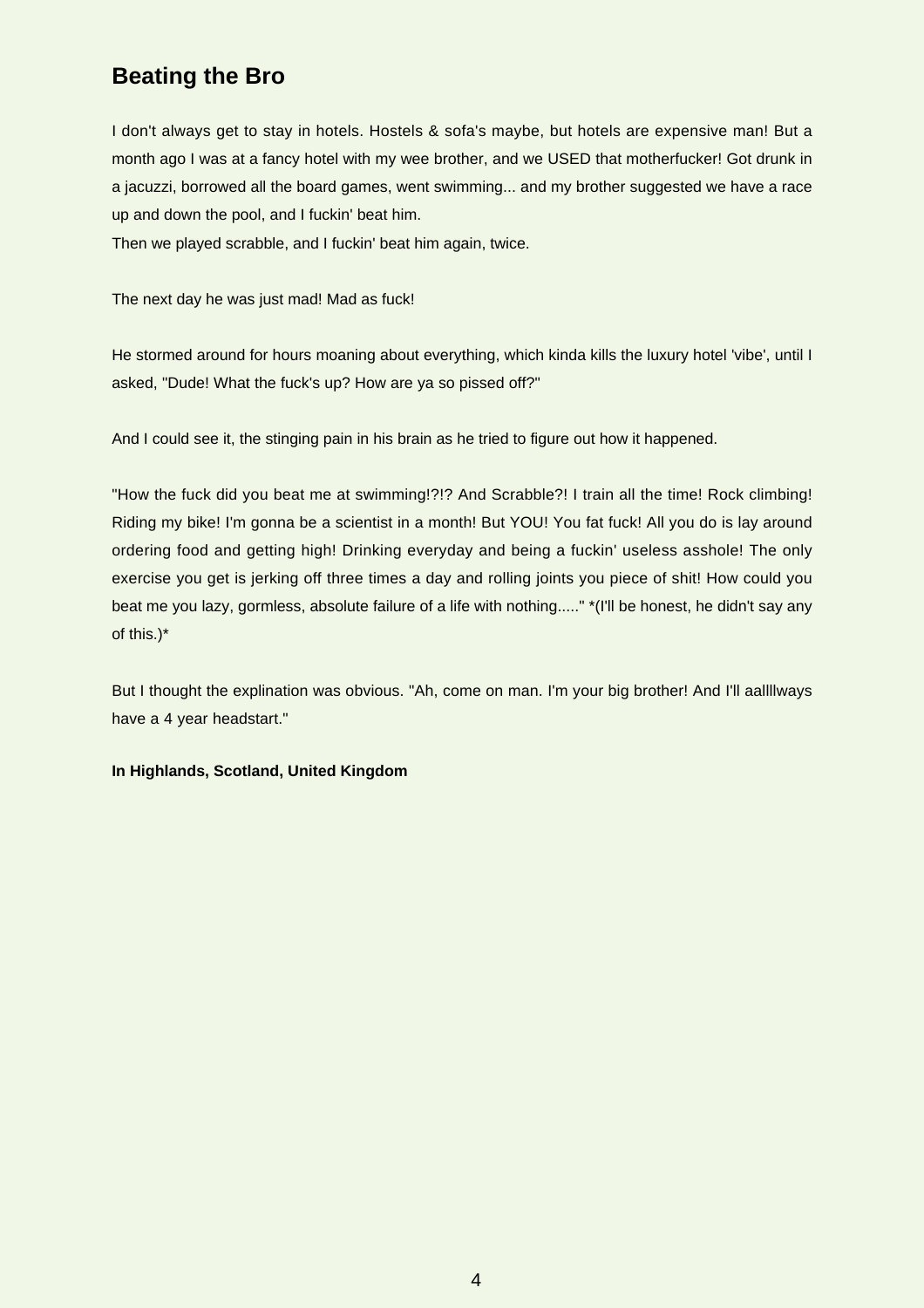## Beating the Bro

I don't always get to stay in hotels. Hostels & sofa's maybe, but hotels are expensive man! But a month ago I was at a fancy hotel with my wee brother, and we USED that motherfucker! Got drunk in a jacuzzi, borrowed all the board games, went swimming... and my brother suggested we have a race up and down the pool, and I fuckin' beat him.
Then we played scrabble, and I fuckin' beat him again, twice.

The next day he was just mad! Mad as fuck!

He stormed around for hours moaning about everything, which kinda kills the luxury hotel 'vibe', until I asked, "Dude! What the fuck's up? How are ya so pissed off?"

And I could see it, the stinging pain in his brain as he tried to figure out how it happened.

"How the fuck did you beat me at swimming!?!? And Scrabble?! I train all the time! Rock climbing! Riding my bike! I'm gonna be a scientist in a month! But YOU! You fat fuck! All you do is lay around ordering food and getting high! Drinking everyday and being a fuckin' useless asshole! The only exercise you get is jerking off three times a day and rolling joints you piece of shit! How could you beat me you lazy, gormless, absolute failure of a life with nothing....." *(I'll be honest, he didn't say any of this.)*

But I thought the explination was obvious. "Ah, come on man. I'm your big brother! And I'll aallllways have a 4 year headstart."

**In Highlands, Scotland, United Kingdom**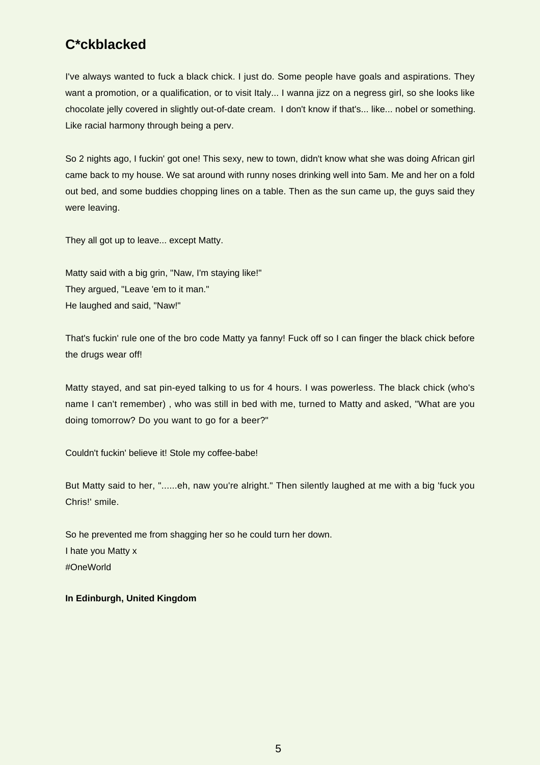## C*ckblacked

I've always wanted to fuck a black chick. I just do. Some people have goals and aspirations. They want a promotion, or a qualification, or to visit Italy... I wanna jizz on a negress girl, so she looks like chocolate jelly covered in slightly out-of-date cream. I don't know if that's... like... nobel or something. Like racial harmony through being a perv.

So 2 nights ago, I fuckin' got one! This sexy, new to town, didn't know what she was doing African girl came back to my house. We sat around with runny noses drinking well into 5am. Me and her on a fold out bed, and some buddies chopping lines on a table. Then as the sun came up, the guys said they were leaving.

They all got up to leave... except Matty.

Matty said with a big grin, "Naw, I'm staying like!"
They argued, "Leave 'em to it man."
He laughed and said, "Naw!"

That's fuckin' rule one of the bro code Matty ya fanny! Fuck off so I can finger the black chick before the drugs wear off!

Matty stayed, and sat pin-eyed talking to us for 4 hours. I was powerless. The black chick (who's name I can't remember) , who was still in bed with me, turned to Matty and asked, "What are you doing tomorrow? Do you want to go for a beer?"

Couldn't fuckin' believe it! Stole my coffee-babe!

But Matty said to her, "......eh, naw you're alright." Then silently laughed at me with a big 'fuck you Chris!' smile.

So he prevented me from shagging her so he could turn her down.
I hate you Matty x
#OneWorld

**In Edinburgh, United Kingdom**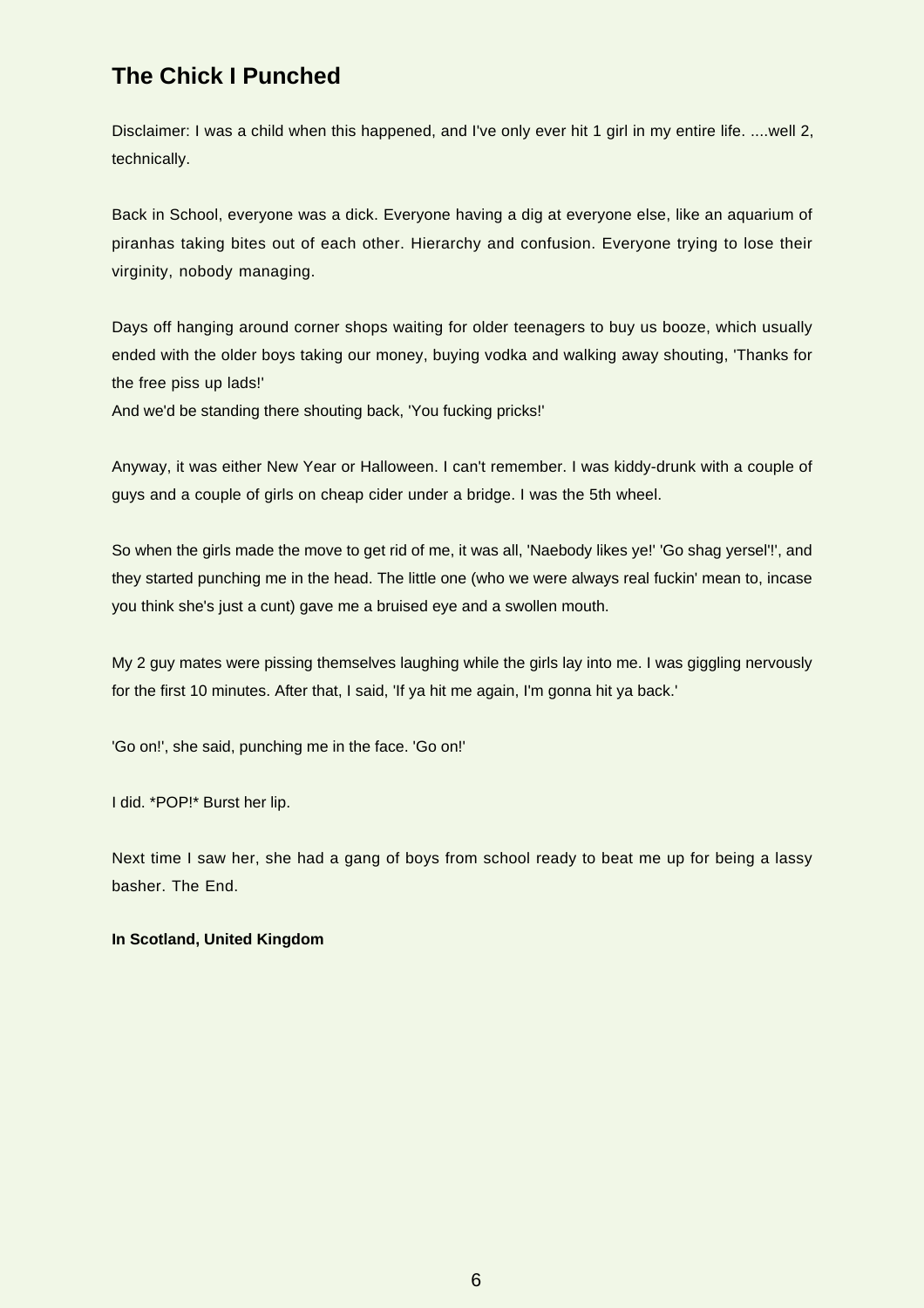## The Chick I Punched

Disclaimer: I was a child when this happened, and I've only ever hit 1 girl in my entire life. ....well 2, technically.

Back in School, everyone was a dick. Everyone having a dig at everyone else, like an aquarium of piranhas taking bites out of each other. Hierarchy and confusion. Everyone trying to lose their virginity, nobody managing.

Days off hanging around corner shops waiting for older teenagers to buy us booze, which usually ended with the older boys taking our money, buying vodka and walking away shouting, 'Thanks for the free piss up lads!'
And we'd be standing there shouting back, 'You fucking pricks!'

Anyway, it was either New Year or Halloween. I can't remember. I was kiddy-drunk with a couple of guys and a couple of girls on cheap cider under a bridge. I was the 5th wheel.

So when the girls made the move to get rid of me, it was all, 'Naebody likes ye!' 'Go shag yersel'!', and they started punching me in the head. The little one (who we were always real fuckin' mean to, incase you think she's just a cunt) gave me a bruised eye and a swollen mouth.

My 2 guy mates were pissing themselves laughing while the girls lay into me. I was giggling nervously for the first 10 minutes. After that, I said, 'If ya hit me again, I'm gonna hit ya back.'

'Go on!', she said, punching me in the face. 'Go on!'

I did. *POP!* Burst her lip.

Next time I saw her, she had a gang of boys from school ready to beat me up for being a lassy basher. The End.

**In Scotland, United Kingdom**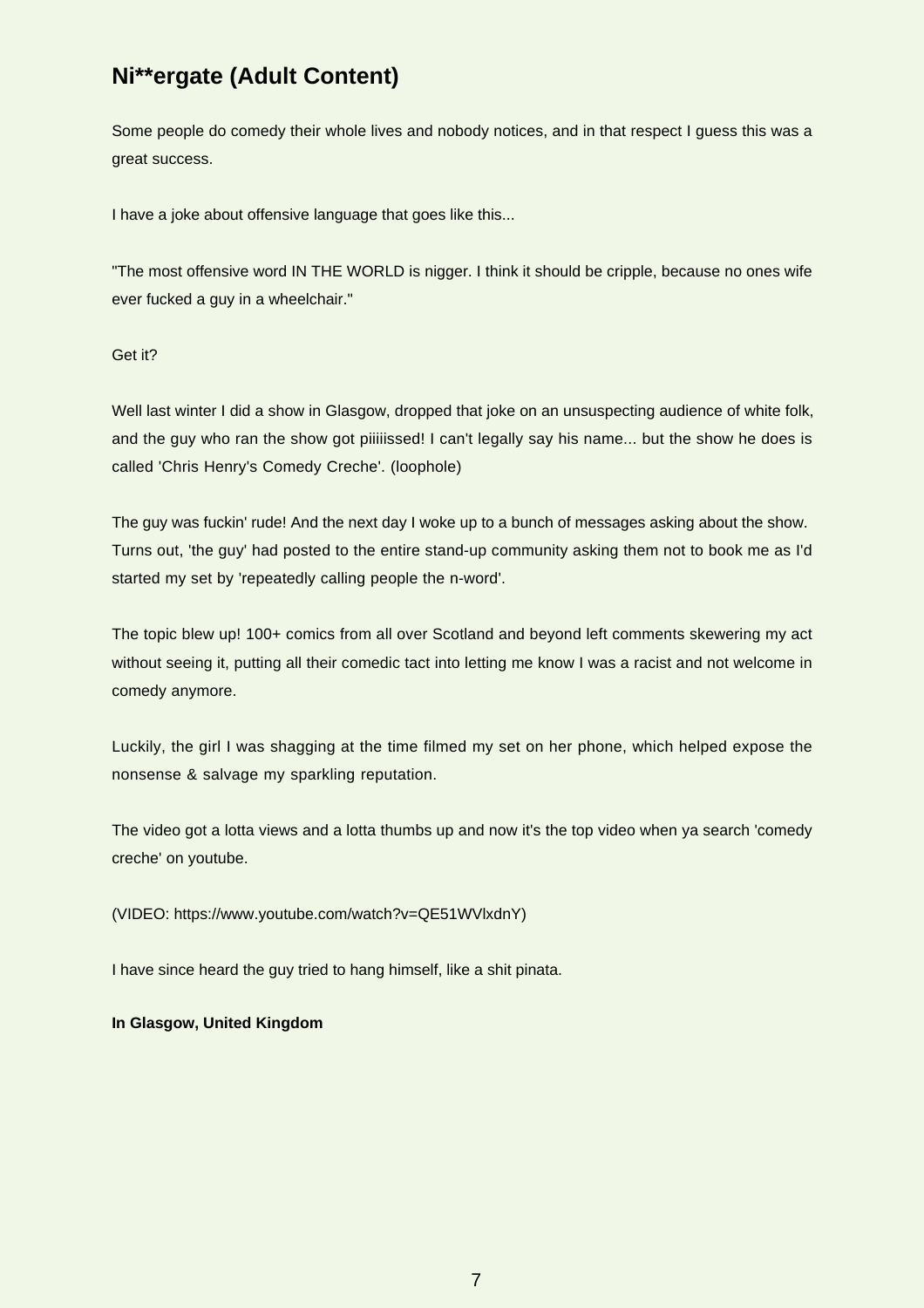## Ni**ergate (Adult Content)

Some people do comedy their whole lives and nobody notices, and in that respect I guess this was a great success.

I have a joke about offensive language that goes like this...

"The most offensive word IN THE WORLD is nigger. I think it should be cripple, because no ones wife ever fucked a guy in a wheelchair."

Get it?

Well last winter I did a show in Glasgow, dropped that joke on an unsuspecting audience of white folk, and the guy who ran the show got piiiiissed! I can't legally say his name... but the show he does is called 'Chris Henry's Comedy Creche'. (loophole)

The guy was fuckin' rude! And the next day I woke up to a bunch of messages asking about the show. Turns out, 'the guy' had posted to the entire stand-up community asking them not to book me as I'd started my set by 'repeatedly calling people the n-word'.

The topic blew up! 100+ comics from all over Scotland and beyond left comments skewering my act without seeing it, putting all their comedic tact into letting me know I was a racist and not welcome in comedy anymore.

Luckily, the girl I was shagging at the time filmed my set on her phone, which helped expose the nonsense & salvage my sparkling reputation.

The video got a lotta views and a lotta thumbs up and now it's the top video when ya search 'comedy creche' on youtube.

(VIDEO: https://www.youtube.com/watch?v=QE51WVlxdnY)

I have since heard the guy tried to hang himself, like a shit pinata.

**In Glasgow, United Kingdom**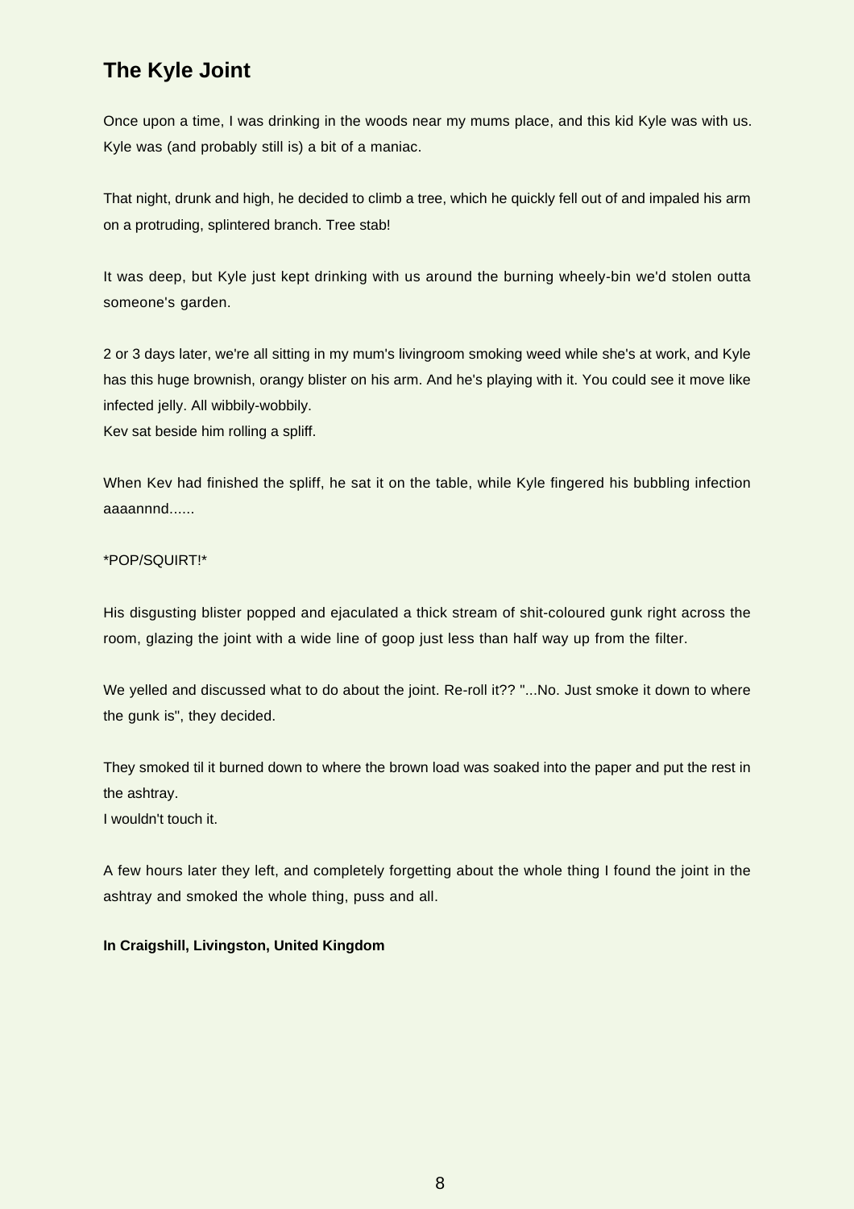## The Kyle Joint

Once upon a time, I was drinking in the woods near my mums place, and this kid Kyle was with us. Kyle was (and probably still is) a bit of a maniac.

That night, drunk and high, he decided to climb a tree, which he quickly fell out of and impaled his arm on a protruding, splintered branch. Tree stab!

It was deep, but Kyle just kept drinking with us around the burning wheely-bin we'd stolen outta someone's garden.

2 or 3 days later, we're all sitting in my mum's livingroom smoking weed while she's at work, and Kyle has this huge brownish, orangy blister on his arm. And he's playing with it. You could see it move like infected jelly. All wibbily-wobbily.
Kev sat beside him rolling a spliff.

When Kev had finished the spliff, he sat it on the table, while Kyle fingered his bubbling infection aaaannnd......

*POP/SQUIRT!*

His disgusting blister popped and ejaculated a thick stream of shit-coloured gunk right across the room, glazing the joint with a wide line of goop just less than half way up from the filter.

We yelled and discussed what to do about the joint. Re-roll it?? "...No. Just smoke it down to where the gunk is", they decided.

They smoked til it burned down to where the brown load was soaked into the paper and put the rest in the ashtray.
I wouldn't touch it.

A few hours later they left, and completely forgetting about the whole thing I found the joint in the ashtray and smoked the whole thing, puss and all.

**In Craigshill, Livingston, United Kingdom**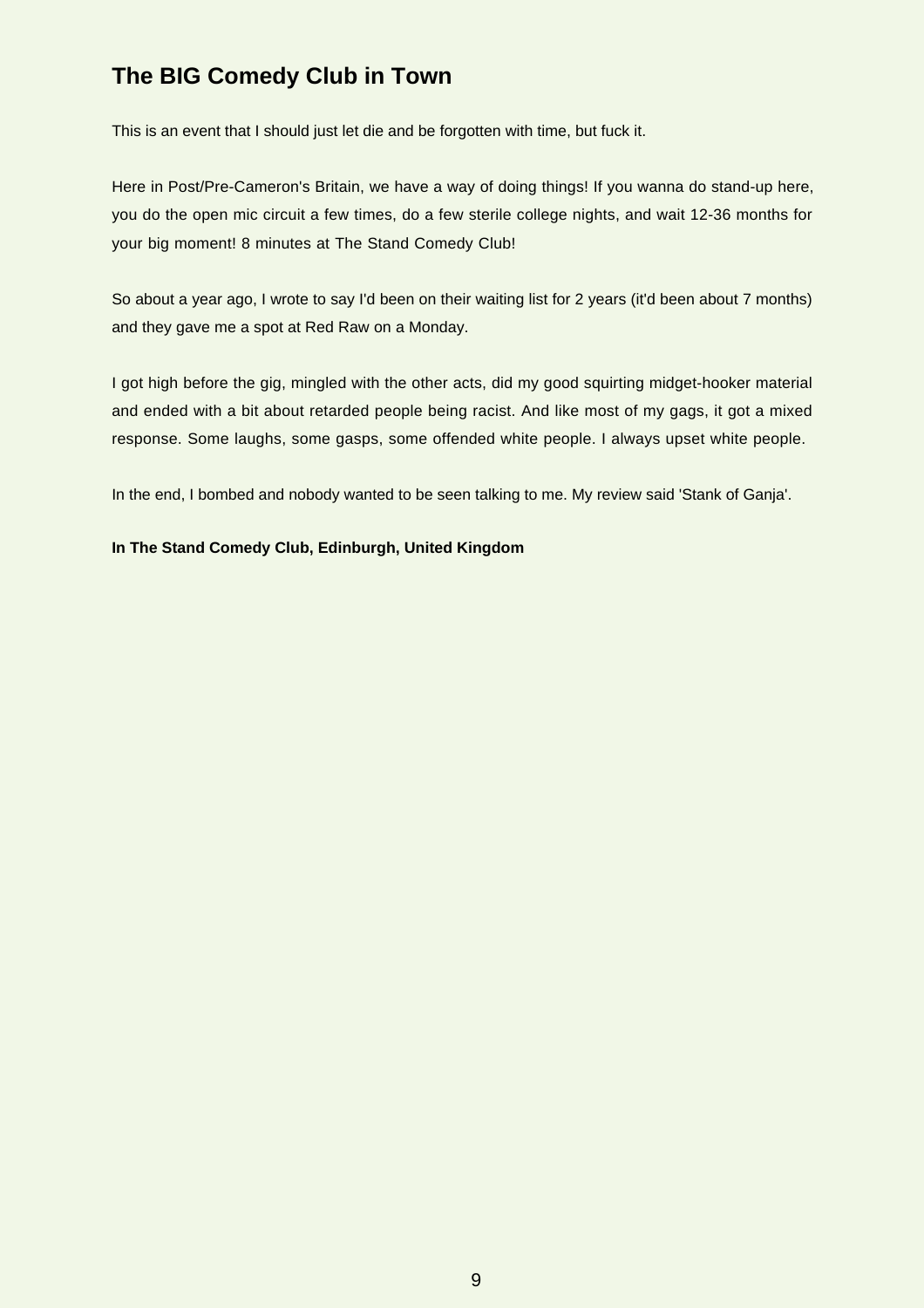## The BIG Comedy Club in Town

This is an event that I should just let die and be forgotten with time, but fuck it.

Here in Post/Pre-Cameron's Britain, we have a way of doing things! If you wanna do stand-up here, you do the open mic circuit a few times, do a few sterile college nights, and wait 12-36 months for your big moment! 8 minutes at The Stand Comedy Club!

So about a year ago, I wrote to say I'd been on their waiting list for 2 years (it'd been about 7 months) and they gave me a spot at Red Raw on a Monday.

I got high before the gig, mingled with the other acts, did my good squirting midget-hooker material and ended with a bit about retarded people being racist. And like most of my gags, it got a mixed response. Some laughs, some gasps, some offended white people. I always upset white people.

In the end, I bombed and nobody wanted to be seen talking to me. My review said 'Stank of Ganja'.

**In The Stand Comedy Club, Edinburgh, United Kingdom**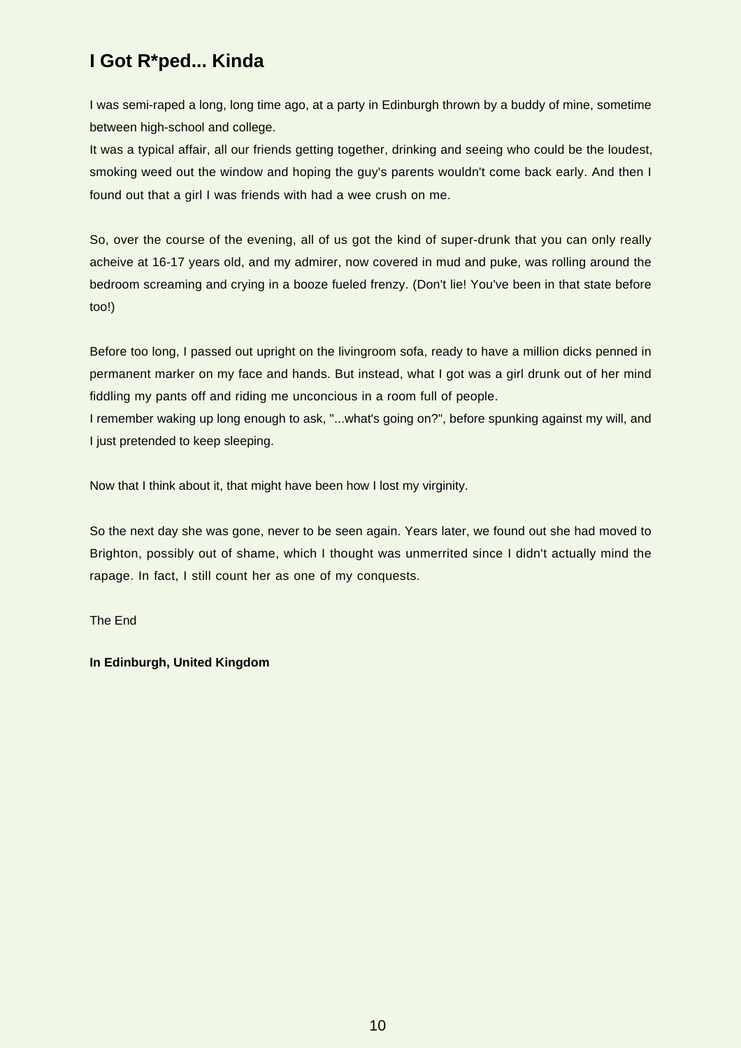## I Got R*ped... Kinda

I was semi-raped a long, long time ago, at a party in Edinburgh thrown by a buddy of mine, sometime between high-school and college.
It was a typical affair, all our friends getting together, drinking and seeing who could be the loudest, smoking weed out the window and hoping the guy's parents wouldn't come back early. And then I found out that a girl I was friends with had a wee crush on me.

So, over the course of the evening, all of us got the kind of super-drunk that you can only really acheive at 16-17 years old, and my admirer, now covered in mud and puke, was rolling around the bedroom screaming and crying in a booze fueled frenzy. (Don't lie! You've been in that state before too!)

Before too long, I passed out upright on the livingroom sofa, ready to have a million dicks penned in permanent marker on my face and hands. But instead, what I got was a girl drunk out of her mind fiddling my pants off and riding me unconcious in a room full of people.
I remember waking up long enough to ask, "...what's going on?", before spunking against my will, and I just pretended to keep sleeping.

Now that I think about it, that might have been how I lost my virginity.

So the next day she was gone, never to be seen again. Years later, we found out she had moved to Brighton, possibly out of shame, which I thought was unmerrited since I didn't actually mind the rapage. In fact, I still count her as one of my conquests.

The End

**In Edinburgh, United Kingdom**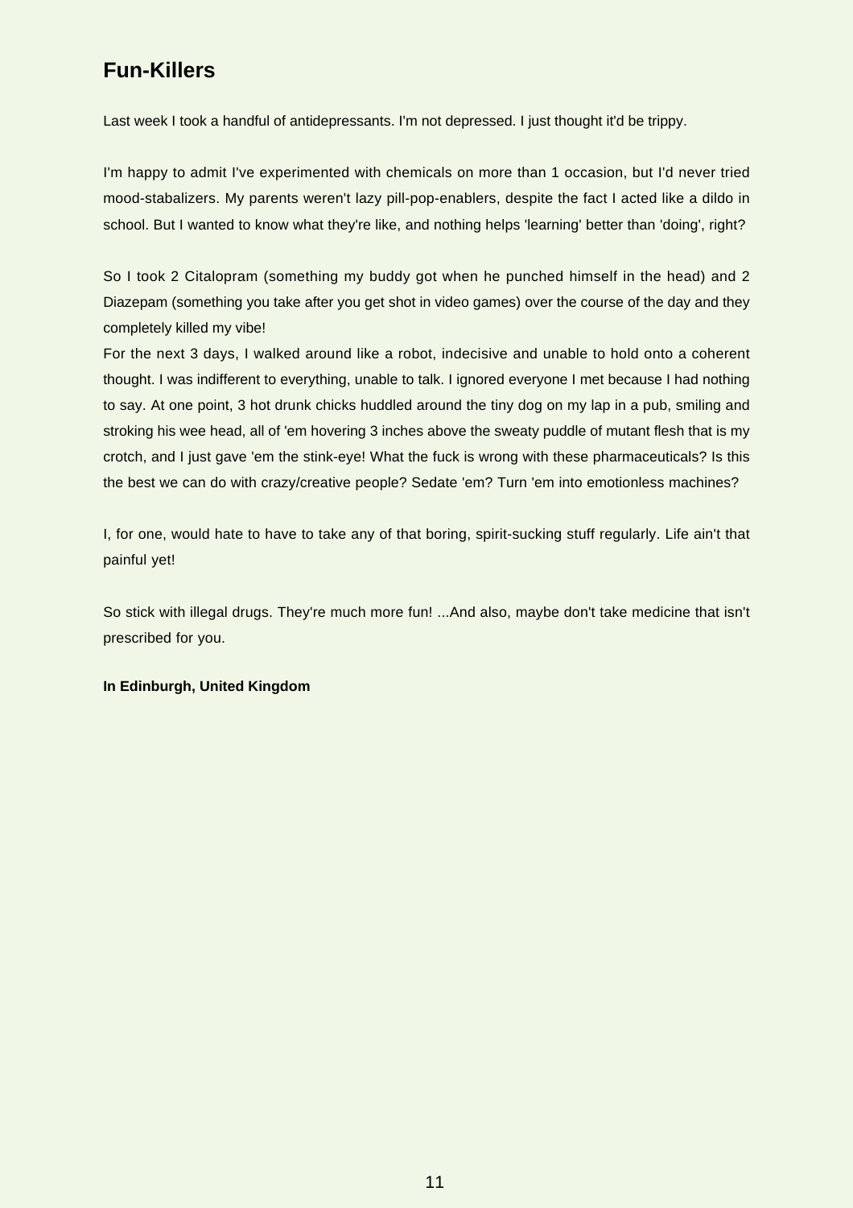## Fun-Killers

Last week I took a handful of antidepressants. I'm not depressed. I just thought it'd be trippy.

I'm happy to admit I've experimented with chemicals on more than 1 occasion, but I'd never tried mood-stabalizers. My parents weren't lazy pill-pop-enablers, despite the fact I acted like a dildo in school. But I wanted to know what they're like, and nothing helps 'learning' better than 'doing', right?

So I took 2 Citalopram (something my buddy got when he punched himself in the head) and 2 Diazepam (something you take after you get shot in video games) over the course of the day and they completely killed my vibe!

For the next 3 days, I walked around like a robot, indecisive and unable to hold onto a coherent thought. I was indifferent to everything, unable to talk. I ignored everyone I met because I had nothing to say. At one point, 3 hot drunk chicks huddled around the tiny dog on my lap in a pub, smiling and stroking his wee head, all of 'em hovering 3 inches above the sweaty puddle of mutant flesh that is my crotch, and I just gave 'em the stink-eye! What the fuck is wrong with these pharmaceuticals? Is this the best we can do with crazy/creative people? Sedate 'em? Turn 'em into emotionless machines?

I, for one, would hate to have to take any of that boring, spirit-sucking stuff regularly. Life ain't that painful yet!

So stick with illegal drugs. They're much more fun! ...And also, maybe don't take medicine that isn't prescribed for you.

**In Edinburgh, United Kingdom**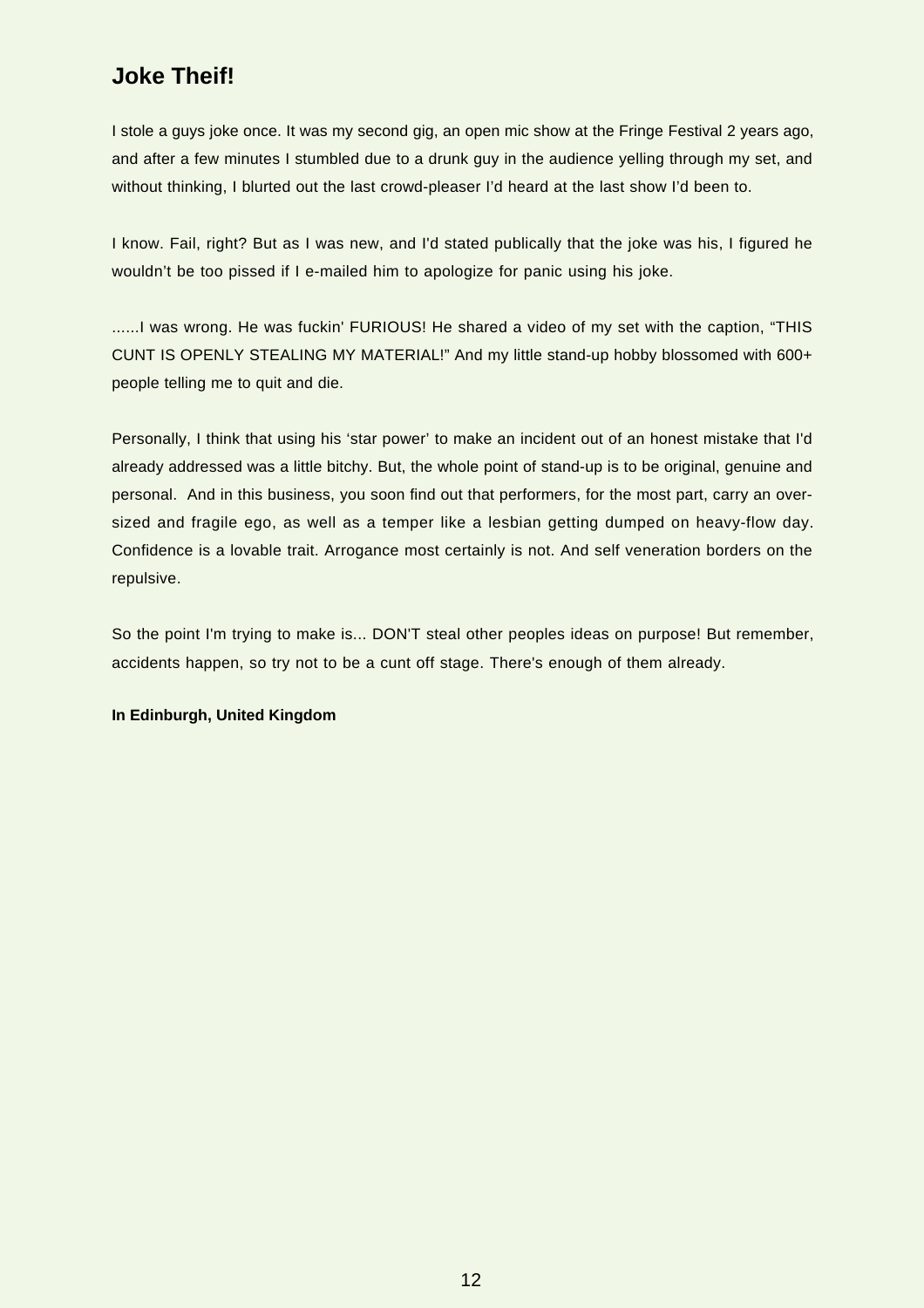## Joke Theif!

I stole a guys joke once. It was my second gig, an open mic show at the Fringe Festival 2 years ago, and after a few minutes I stumbled due to a drunk guy in the audience yelling through my set, and without thinking, I blurted out the last crowd-pleaser I'd heard at the last show I'd been to.

I know. Fail, right? But as I was new, and I'd stated publically that the joke was his, I figured he wouldn't be too pissed if I e-mailed him to apologize for panic using his joke.

......I was wrong. He was fuckin' FURIOUS! He shared a video of my set with the caption, "THIS CUNT IS OPENLY STEALING MY MATERIAL!" And my little stand-up hobby blossomed with 600+ people telling me to quit and die.

Personally, I think that using his 'star power' to make an incident out of an honest mistake that I'd already addressed was a little bitchy. But, the whole point of stand-up is to be original, genuine and personal. And in this business, you soon find out that performers, for the most part, carry an over-sized and fragile ego, as well as a temper like a lesbian getting dumped on heavy-flow day. Confidence is a lovable trait. Arrogance most certainly is not. And self veneration borders on the repulsive.

So the point I'm trying to make is... DON'T steal other peoples ideas on purpose! But remember, accidents happen, so try not to be a cunt off stage. There's enough of them already.

**In Edinburgh, United Kingdom**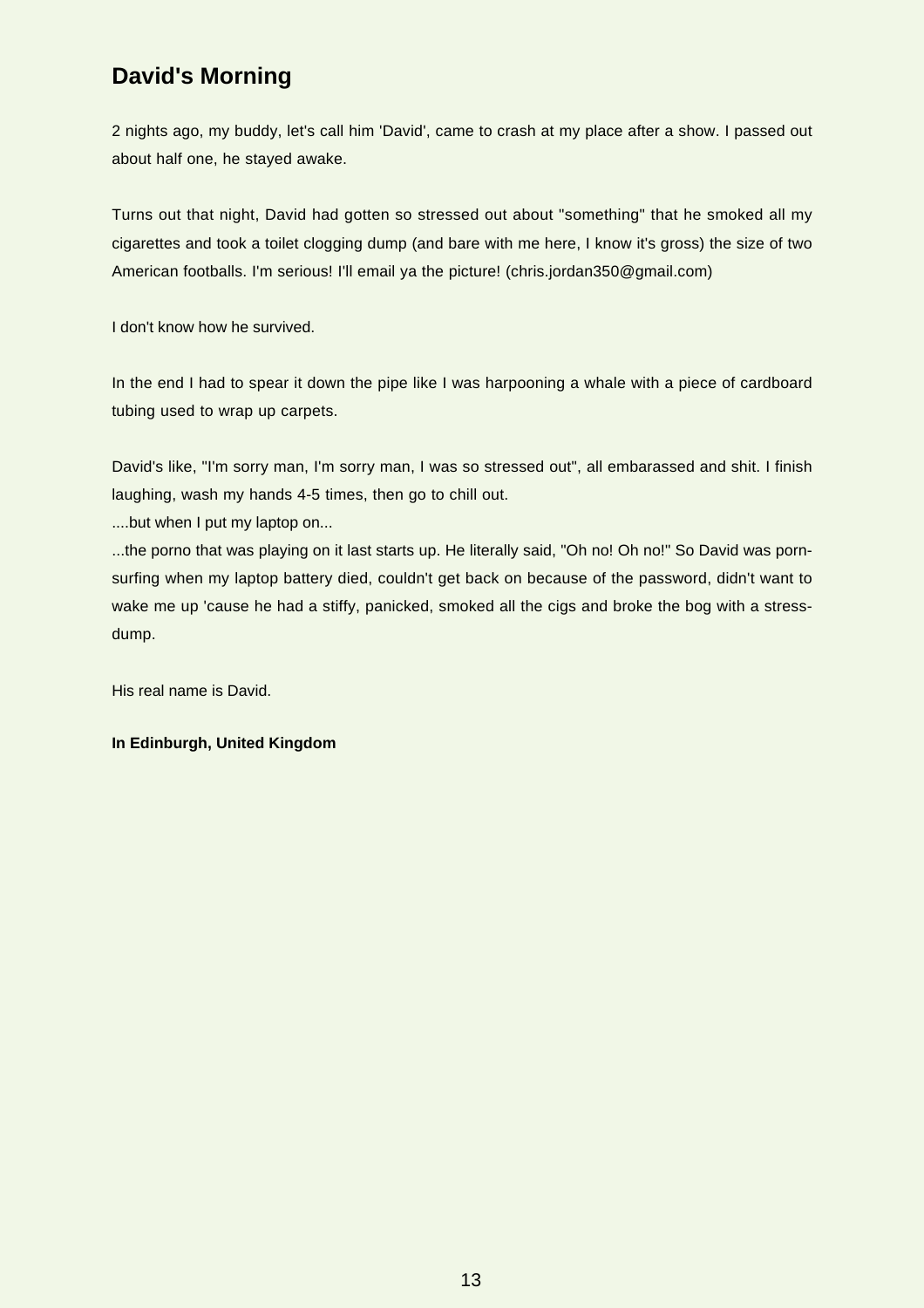## David's Morning

2 nights ago, my buddy, let's call him 'David', came to crash at my place after a show. I passed out about half one, he stayed awake.

Turns out that night, David had gotten so stressed out about "something" that he smoked all my cigarettes and took a toilet clogging dump (and bare with me here, I know it's gross) the size of two American footballs. I'm serious! I'll email ya the picture! (chris.jordan350@gmail.com)

I don't know how he survived.

In the end I had to spear it down the pipe like I was harpooning a whale with a piece of cardboard tubing used to wrap up carpets.

David's like, "I'm sorry man, I'm sorry man, I was so stressed out", all embarassed and shit. I finish laughing, wash my hands 4-5 times, then go to chill out.

....but when I put my laptop on...

...the porno that was playing on it last starts up. He literally said, "Oh no! Oh no!" So David was porn-surfing when my laptop battery died, couldn't get back on because of the password, didn't want to wake me up 'cause he had a stiffy, panicked, smoked all the cigs and broke the bog with a stress-dump.

His real name is David.

**In Edinburgh, United Kingdom**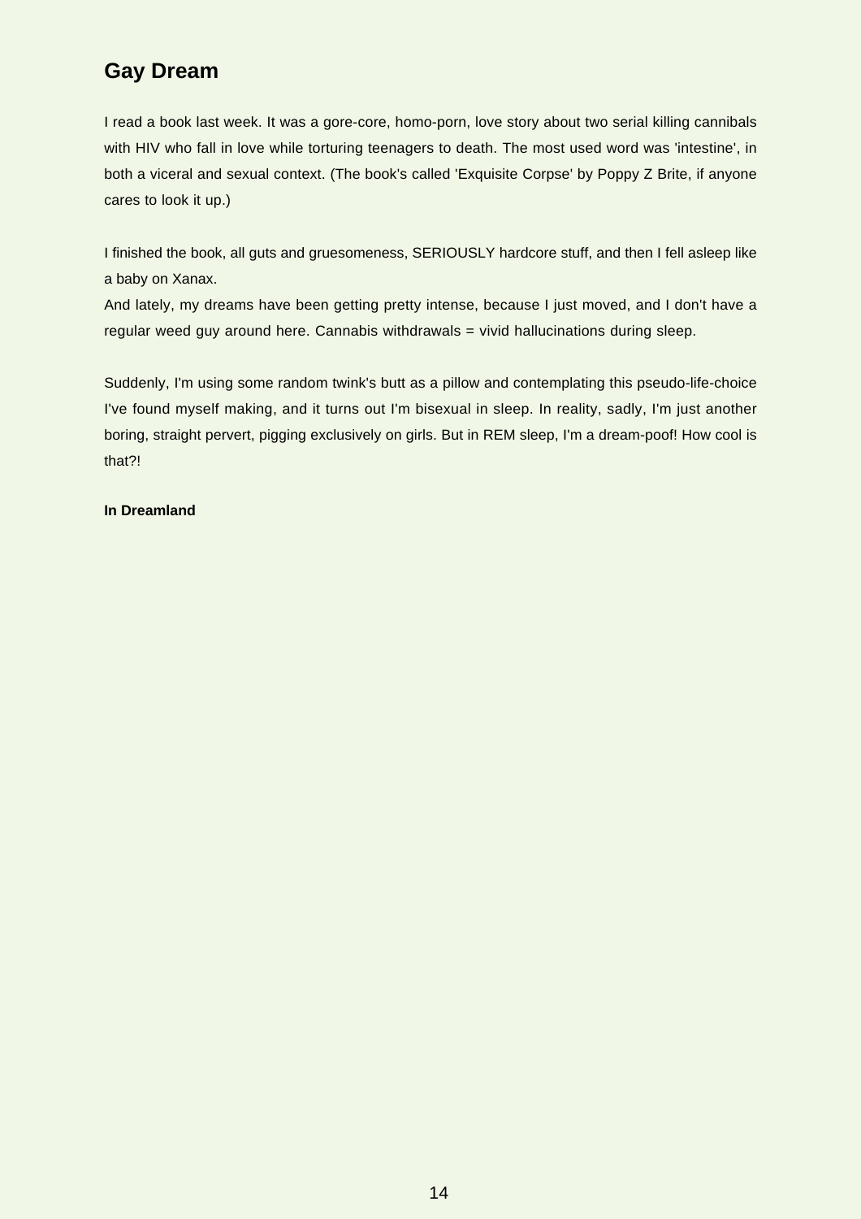## Gay Dream

I read a book last week. It was a gore-core, homo-porn, love story about two serial killing cannibals with HIV who fall in love while torturing teenagers to death. The most used word was 'intestine', in both a viceral and sexual context. (The book's called 'Exquisite Corpse' by Poppy Z Brite, if anyone cares to look it up.)

I finished the book, all guts and gruesomeness, SERIOUSLY hardcore stuff, and then I fell asleep like a baby on Xanax.

And lately, my dreams have been getting pretty intense, because I just moved, and I don't have a regular weed guy around here. Cannabis withdrawals = vivid hallucinations during sleep.

Suddenly, I'm using some random twink's butt as a pillow and contemplating this pseudo-life-choice I've found myself making, and it turns out I'm bisexual in sleep. In reality, sadly, I'm just another boring, straight pervert, pigging exclusively on girls. But in REM sleep, I'm a dream-poof! How cool is that?!

**In Dreamland**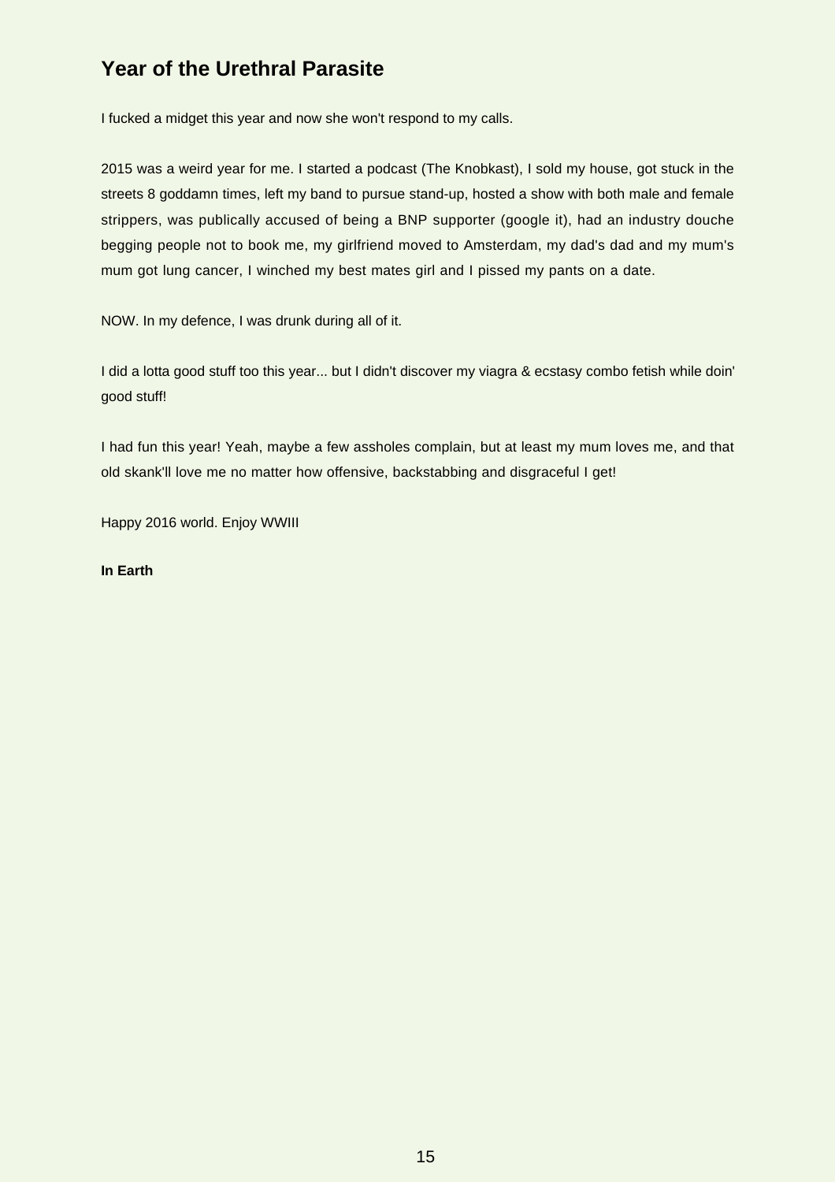## Year of the Urethral Parasite

I fucked a midget this year and now she won't respond to my calls.

2015 was a weird year for me. I started a podcast (The Knobkast), I sold my house, got stuck in the streets 8 goddamn times, left my band to pursue stand-up, hosted a show with both male and female strippers, was publically accused of being a BNP supporter (google it), had an industry douche begging people not to book me, my girlfriend moved to Amsterdam, my dad's dad and my mum's mum got lung cancer, I winched my best mates girl and I pissed my pants on a date.

NOW. In my defence, I was drunk during all of it.

I did a lotta good stuff too this year... but I didn't discover my viagra & ecstasy combo fetish while doin' good stuff!

I had fun this year! Yeah, maybe a few assholes complain, but at least my mum loves me, and that old skank'll love me no matter how offensive, backstabbing and disgraceful I get!

Happy 2016 world. Enjoy WWIII

**In Earth**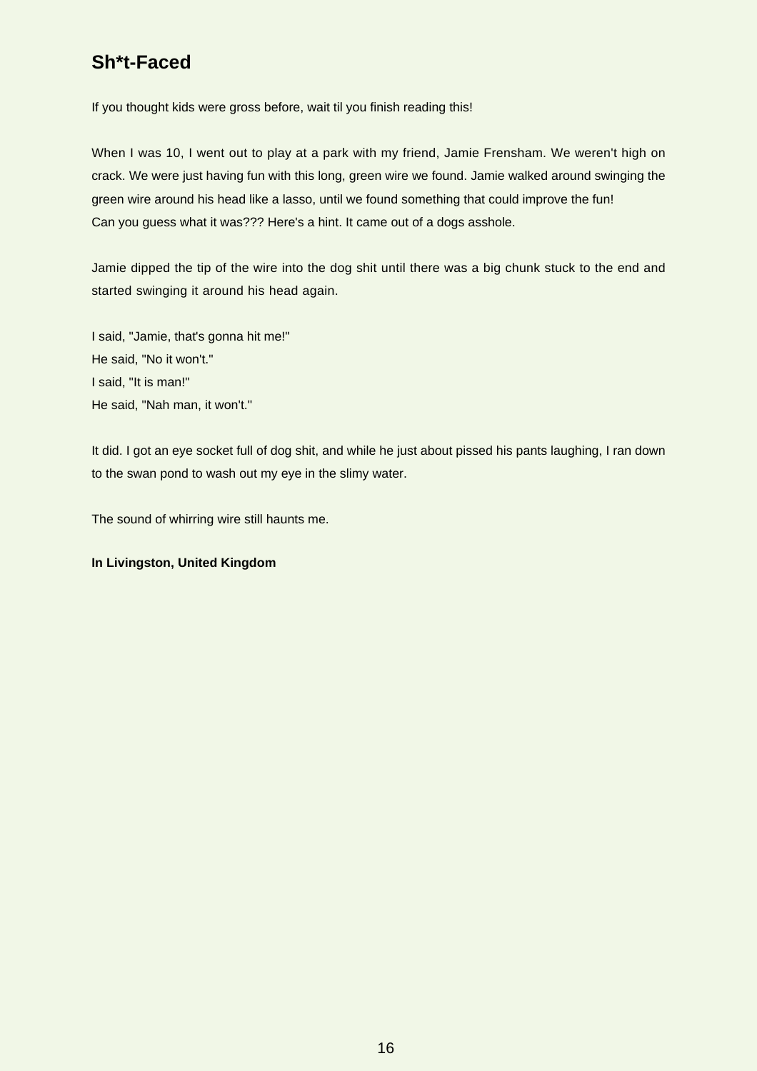## Sh*t-Faced

If you thought kids were gross before, wait til you finish reading this!

When I was 10, I went out to play at a park with my friend, Jamie Frensham. We weren't high on crack. We were just having fun with this long, green wire we found. Jamie walked around swinging the green wire around his head like a lasso, until we found something that could improve the fun!
Can you guess what it was??? Here's a hint. It came out of a dogs asshole.

Jamie dipped the tip of the wire into the dog shit until there was a big chunk stuck to the end and started swinging it around his head again.

I said, "Jamie, that's gonna hit me!"
He said, "No it won't."
I said, "It is man!"
He said, "Nah man, it won't."

It did. I got an eye socket full of dog shit, and while he just about pissed his pants laughing, I ran down to the swan pond to wash out my eye in the slimy water.

The sound of whirring wire still haunts me.

**In Livingston, United Kingdom**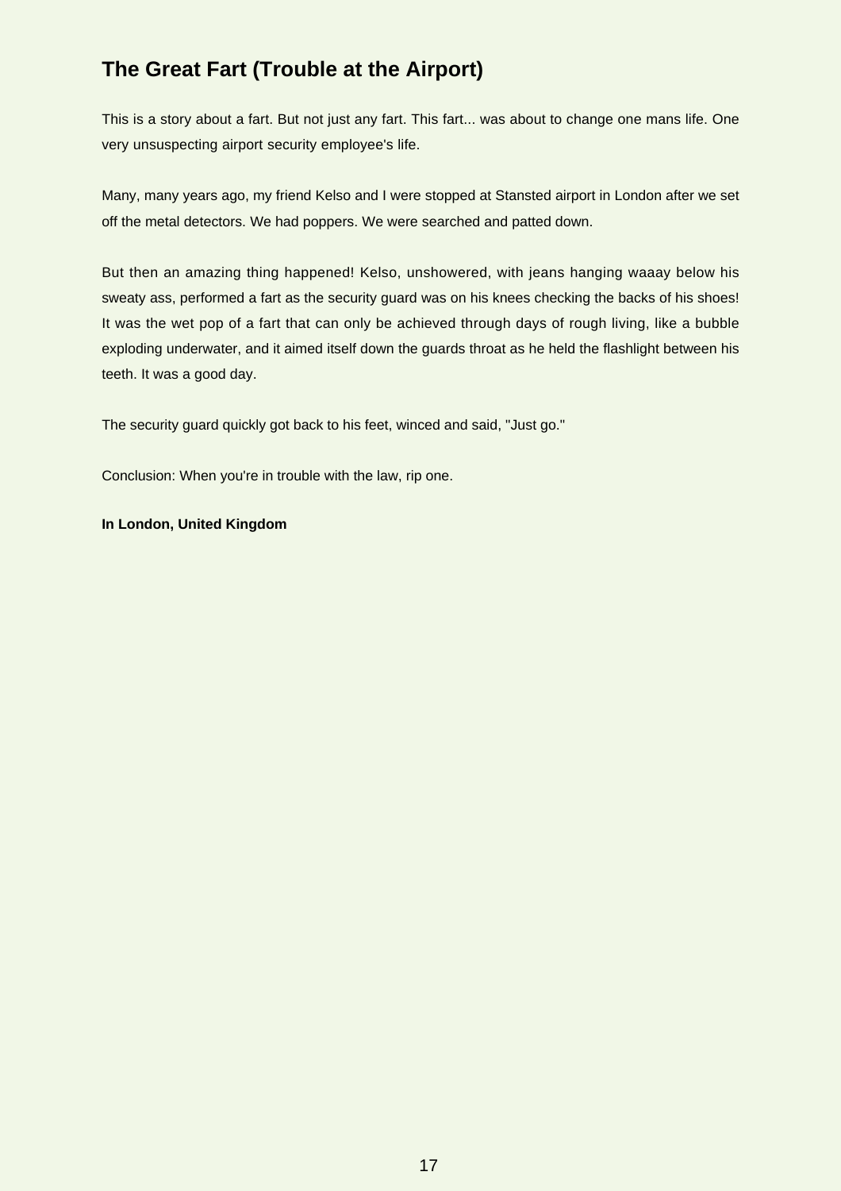## The Great Fart (Trouble at the Airport)

This is a story about a fart. But not just any fart. This fart... was about to change one mans life. One very unsuspecting airport security employee's life.

Many, many years ago, my friend Kelso and I were stopped at Stansted airport in London after we set off the metal detectors. We had poppers. We were searched and patted down.

But then an amazing thing happened! Kelso, unshowered, with jeans hanging waaay below his sweaty ass, performed a fart as the security guard was on his knees checking the backs of his shoes! It was the wet pop of a fart that can only be achieved through days of rough living, like a bubble exploding underwater, and it aimed itself down the guards throat as he held the flashlight between his teeth. It was a good day.

The security guard quickly got back to his feet, winced and said, "Just go."

Conclusion: When you're in trouble with the law, rip one.

**In London, United Kingdom**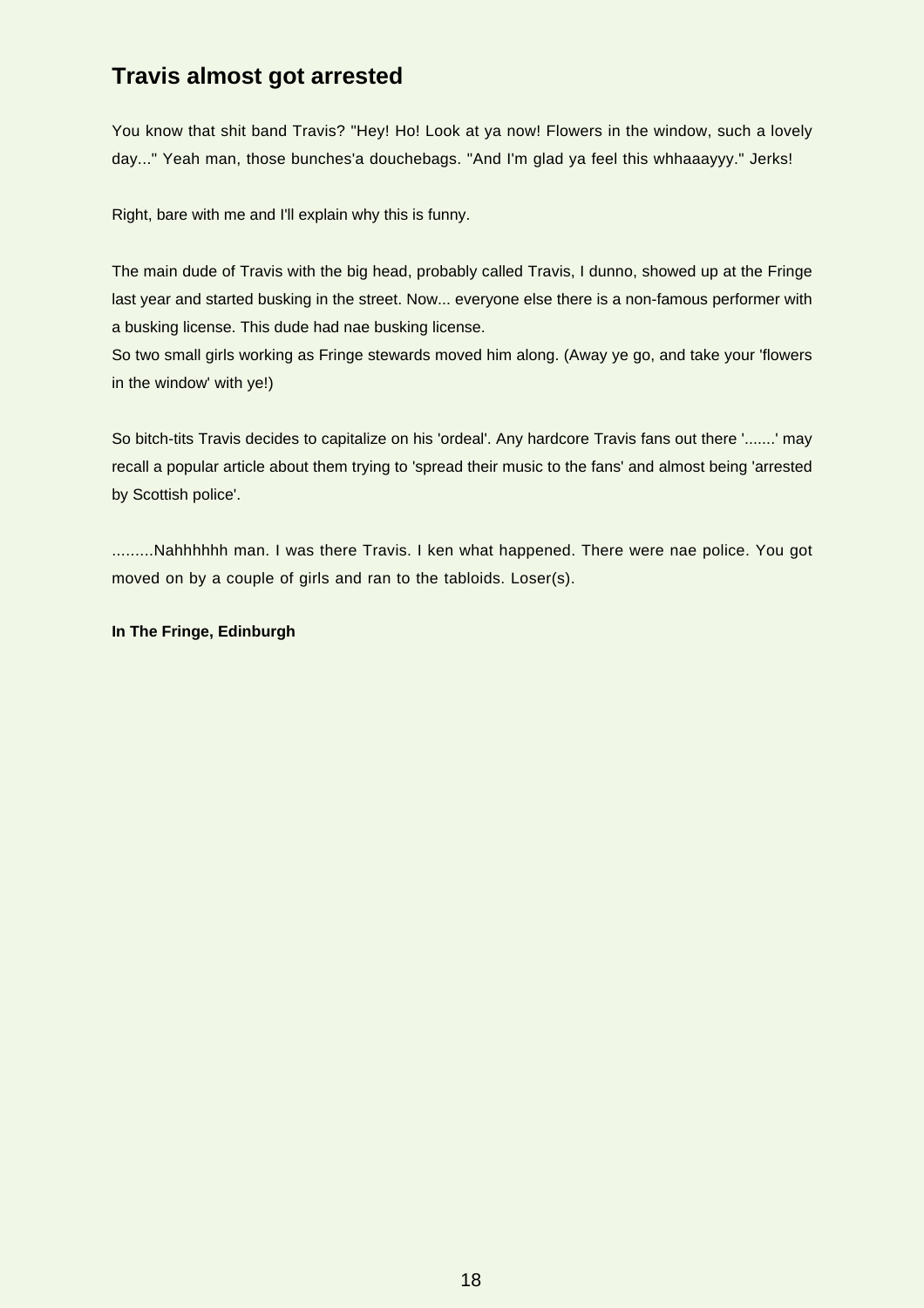## Travis almost got arrested

You know that shit band Travis? "Hey! Ho! Look at ya now! Flowers in the window, such a lovely day..." Yeah man, those bunches'a douchebags. "And I'm glad ya feel this whhaaayyy." Jerks!

Right, bare with me and I'll explain why this is funny.

The main dude of Travis with the big head, probably called Travis, I dunno, showed up at the Fringe last year and started busking in the street. Now... everyone else there is a non-famous performer with a busking license. This dude had nae busking license.
So two small girls working as Fringe stewards moved him along. (Away ye go, and take your 'flowers in the window' with ye!)

So bitch-tits Travis decides to capitalize on his 'ordeal'. Any hardcore Travis fans out there '.......' may recall a popular article about them trying to 'spread their music to the fans' and almost being 'arrested by Scottish police'.

.........Nahhhhhh man. I was there Travis. I ken what happened. There were nae police. You got moved on by a couple of girls and ran to the tabloids. Loser(s).

**In The Fringe, Edinburgh**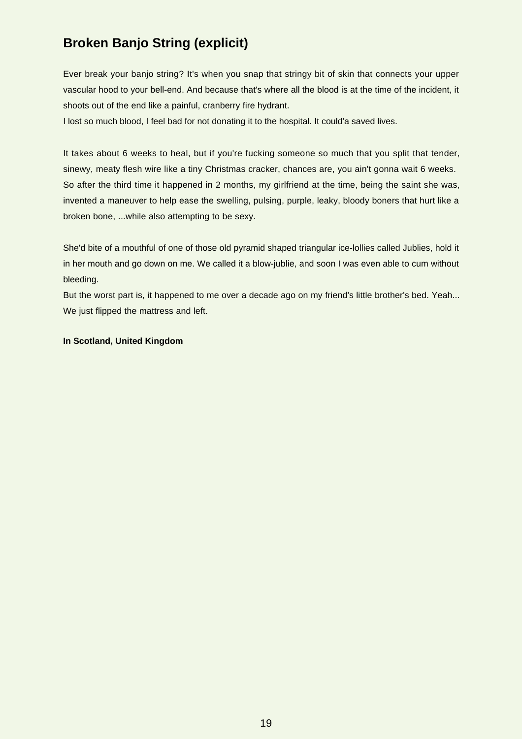## Broken Banjo String (explicit)

Ever break your banjo string? It's when you snap that stringy bit of skin that connects your upper vascular hood to your bell-end. And because that's where all the blood is at the time of the incident, it shoots out of the end like a painful, cranberry fire hydrant.
I lost so much blood, I feel bad for not donating it to the hospital. It could'a saved lives.

It takes about 6 weeks to heal, but if you're fucking someone so much that you split that tender, sinewy, meaty flesh wire like a tiny Christmas cracker, chances are, you ain't gonna wait 6 weeks.
So after the third time it happened in 2 months, my girlfriend at the time, being the saint she was, invented a maneuver to help ease the swelling, pulsing, purple, leaky, bloody boners that hurt like a broken bone, ...while also attempting to be sexy.

She'd bite of a mouthful of one of those old pyramid shaped triangular ice-lollies called Jublies, hold it in her mouth and go down on me. We called it a blow-jublie, and soon I was even able to cum without bleeding.
But the worst part is, it happened to me over a decade ago on my friend's little brother's bed. Yeah... We just flipped the mattress and left.

**In Scotland, United Kingdom**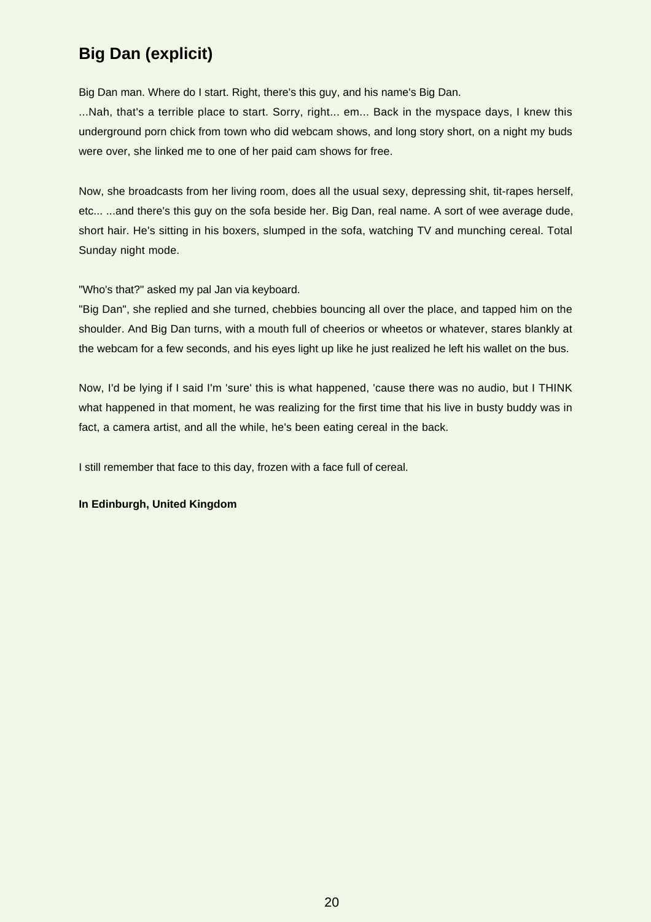## Big Dan (explicit)

Big Dan man. Where do I start. Right, there's this guy, and his name's Big Dan.

...Nah, that's a terrible place to start. Sorry, right... em... Back in the myspace days, I knew this underground porn chick from town who did webcam shows, and long story short, on a night my buds were over, she linked me to one of her paid cam shows for free.

Now, she broadcasts from her living room, does all the usual sexy, depressing shit, tit-rapes herself, etc... ...and there's this guy on the sofa beside her. Big Dan, real name. A sort of wee average dude, short hair. He's sitting in his boxers, slumped in the sofa, watching TV and munching cereal. Total Sunday night mode.

"Who's that?" asked my pal Jan via keyboard.

"Big Dan", she replied and she turned, chebbies bouncing all over the place, and tapped him on the shoulder. And Big Dan turns, with a mouth full of cheerios or wheetos or whatever, stares blankly at the webcam for a few seconds, and his eyes light up like he just realized he left his wallet on the bus.

Now, I'd be lying if I said I'm 'sure' this is what happened, 'cause there was no audio, but I THINK what happened in that moment, he was realizing for the first time that his live in busty buddy was in fact, a camera artist, and all the while, he's been eating cereal in the back.

I still remember that face to this day, frozen with a face full of cereal.

**In Edinburgh, United Kingdom**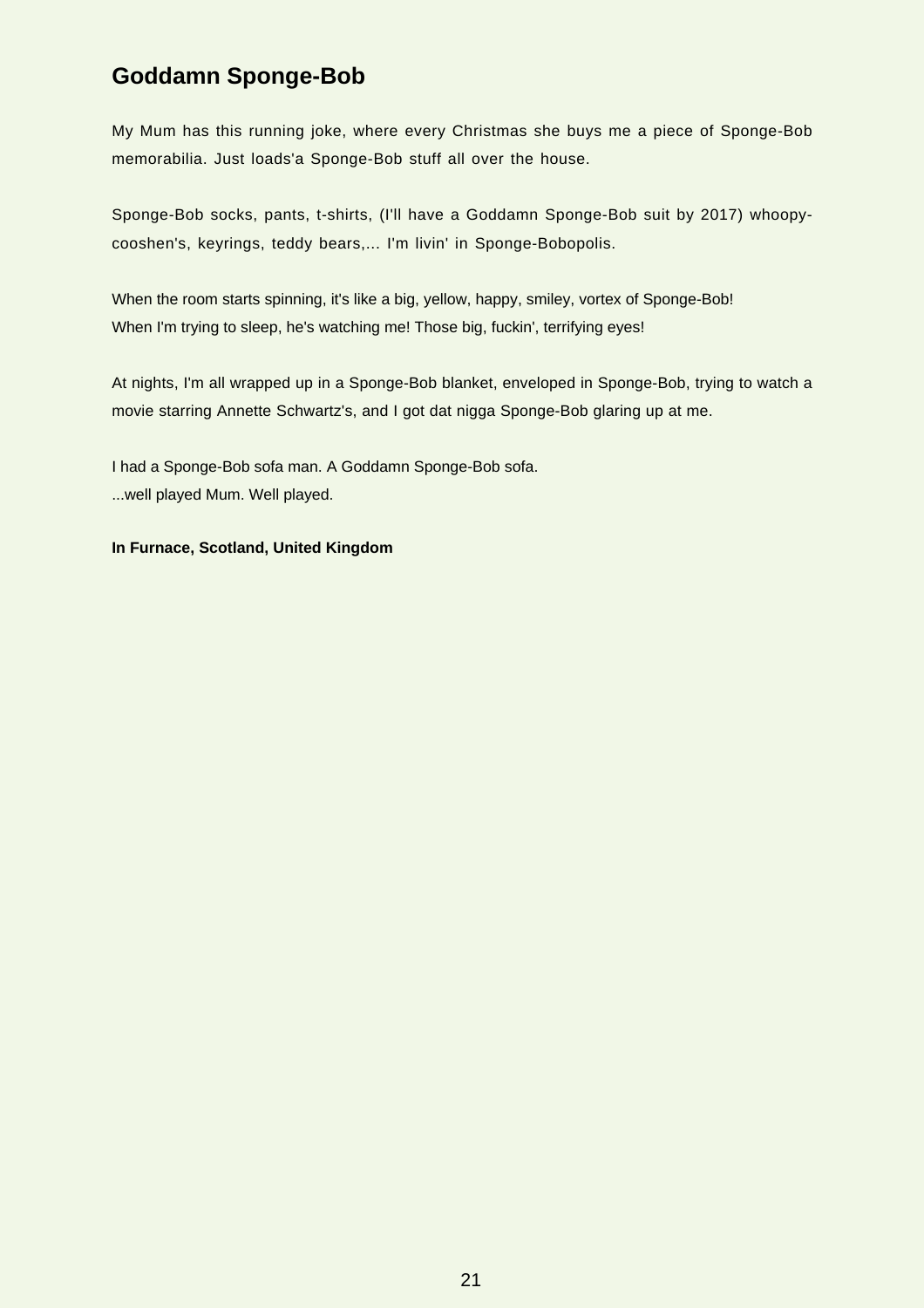## Goddamn Sponge-Bob

My Mum has this running joke, where every Christmas she buys me a piece of Sponge-Bob memorabilia. Just loads'a Sponge-Bob stuff all over the house.

Sponge-Bob socks, pants, t-shirts, (I'll have a Goddamn Sponge-Bob suit by 2017) whoopy-cooshen's, keyrings, teddy bears,... I'm livin' in Sponge-Bobopolis.

When the room starts spinning, it's like a big, yellow, happy, smiley, vortex of Sponge-Bob!
When I'm trying to sleep, he's watching me! Those big, fuckin', terrifying eyes!

At nights, I'm all wrapped up in a Sponge-Bob blanket, enveloped in Sponge-Bob, trying to watch a movie starring Annette Schwartz's, and I got dat nigga Sponge-Bob glaring up at me.

I had a Sponge-Bob sofa man. A Goddamn Sponge-Bob sofa.
...well played Mum. Well played.

**In Furnace, Scotland, United Kingdom**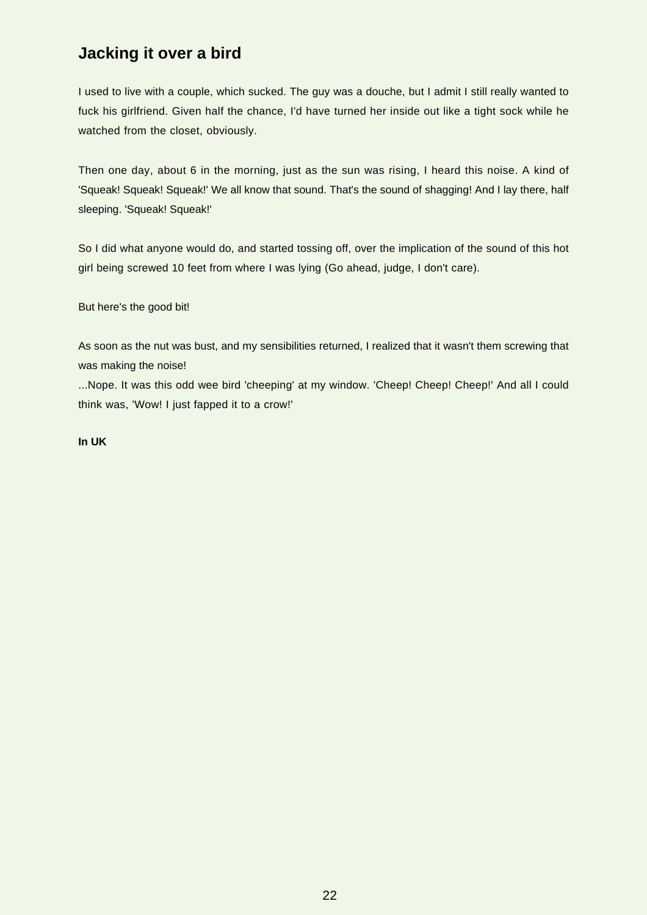## Jacking it over a bird

I used to live with a couple, which sucked. The guy was a douche, but I admit I still really wanted to fuck his girlfriend. Given half the chance, I'd have turned her inside out like a tight sock while he watched from the closet, obviously.

Then one day, about 6 in the morning, just as the sun was rising, I heard this noise. A kind of 'Squeak! Squeak! Squeak!' We all know that sound. That's the sound of shagging! And I lay there, half sleeping. 'Squeak! Squeak!'

So I did what anyone would do, and started tossing off, over the implication of the sound of this hot girl being screwed 10 feet from where I was lying (Go ahead, judge, I don't care).

But here's the good bit!

As soon as the nut was bust, and my sensibilities returned, I realized that it wasn't them screwing that was making the noise!
...Nope. It was this odd wee bird 'cheeping' at my window. 'Cheep! Cheep! Cheep!' And all I could think was, 'Wow! I just fapped it to a crow!'

**In UK**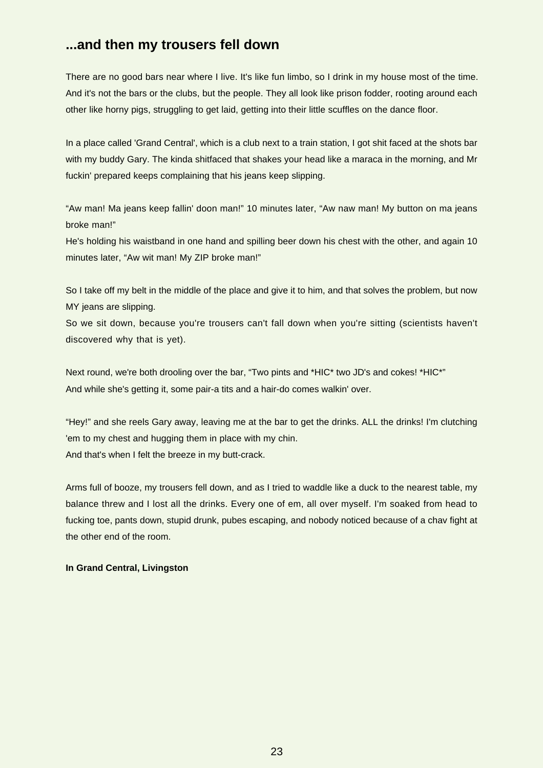## ...and then my trousers fell down

There are no good bars near where I live. It's like fun limbo, so I drink in my house most of the time. And it's not the bars or the clubs, but the people. They all look like prison fodder, rooting around each other like horny pigs, struggling to get laid, getting into their little scuffles on the dance floor.

In a place called 'Grand Central', which is a club next to a train station, I got shit faced at the shots bar with my buddy Gary. The kinda shitfaced that shakes your head like a maraca in the morning, and Mr fuckin' prepared keeps complaining that his jeans keep slipping.

“Aw man! Ma jeans keep fallin' doon man!” 10 minutes later, “Aw naw man! My button on ma jeans broke man!”
He's holding his waistband in one hand and spilling beer down his chest with the other, and again 10 minutes later, “Aw wit man! My ZIP broke man!”

So I take off my belt in the middle of the place and give it to him, and that solves the problem, but now MY jeans are slipping.
So we sit down, because you're trousers can't fall down when you're sitting (scientists haven't discovered why that is yet).

Next round, we're both drooling over the bar, “Two pints and *HIC* two JD's and cokes! *HIC*”
And while she's getting it, some pair-a tits and a hair-do comes walkin' over.

“Hey!” and she reels Gary away, leaving me at the bar to get the drinks. ALL the drinks! I'm clutching 'em to my chest and hugging them in place with my chin.
And that's when I felt the breeze in my butt-crack.

Arms full of booze, my trousers fell down, and as I tried to waddle like a duck to the nearest table, my balance threw and I lost all the drinks. Every one of em, all over myself. I'm soaked from head to fucking toe, pants down, stupid drunk, pubes escaping, and nobody noticed because of a chav fight at the other end of the room.

**In Grand Central, Livingston**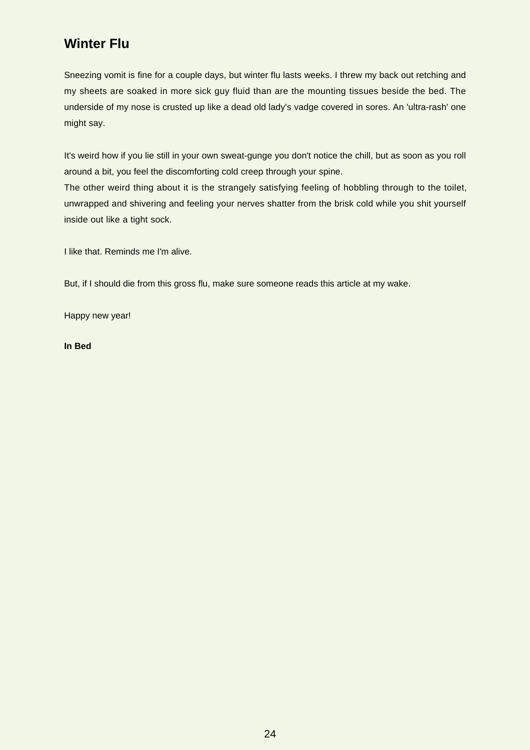## Winter Flu

Sneezing vomit is fine for a couple days, but winter flu lasts weeks. I threw my back out retching and my sheets are soaked in more sick guy fluid than are the mounting tissues beside the bed. The underside of my nose is crusted up like a dead old lady's vadge covered in sores. An 'ultra-rash' one might say.

It's weird how if you lie still in your own sweat-gunge you don't notice the chill, but as soon as you roll around a bit, you feel the discomforting cold creep through your spine.
The other weird thing about it is the strangely satisfying feeling of hobbling through to the toilet, unwrapped and shivering and feeling your nerves shatter from the brisk cold while you shit yourself inside out like a tight sock.

I like that. Reminds me I'm alive.

But, if I should die from this gross flu, make sure someone reads this article at my wake.

Happy new year!

**In Bed**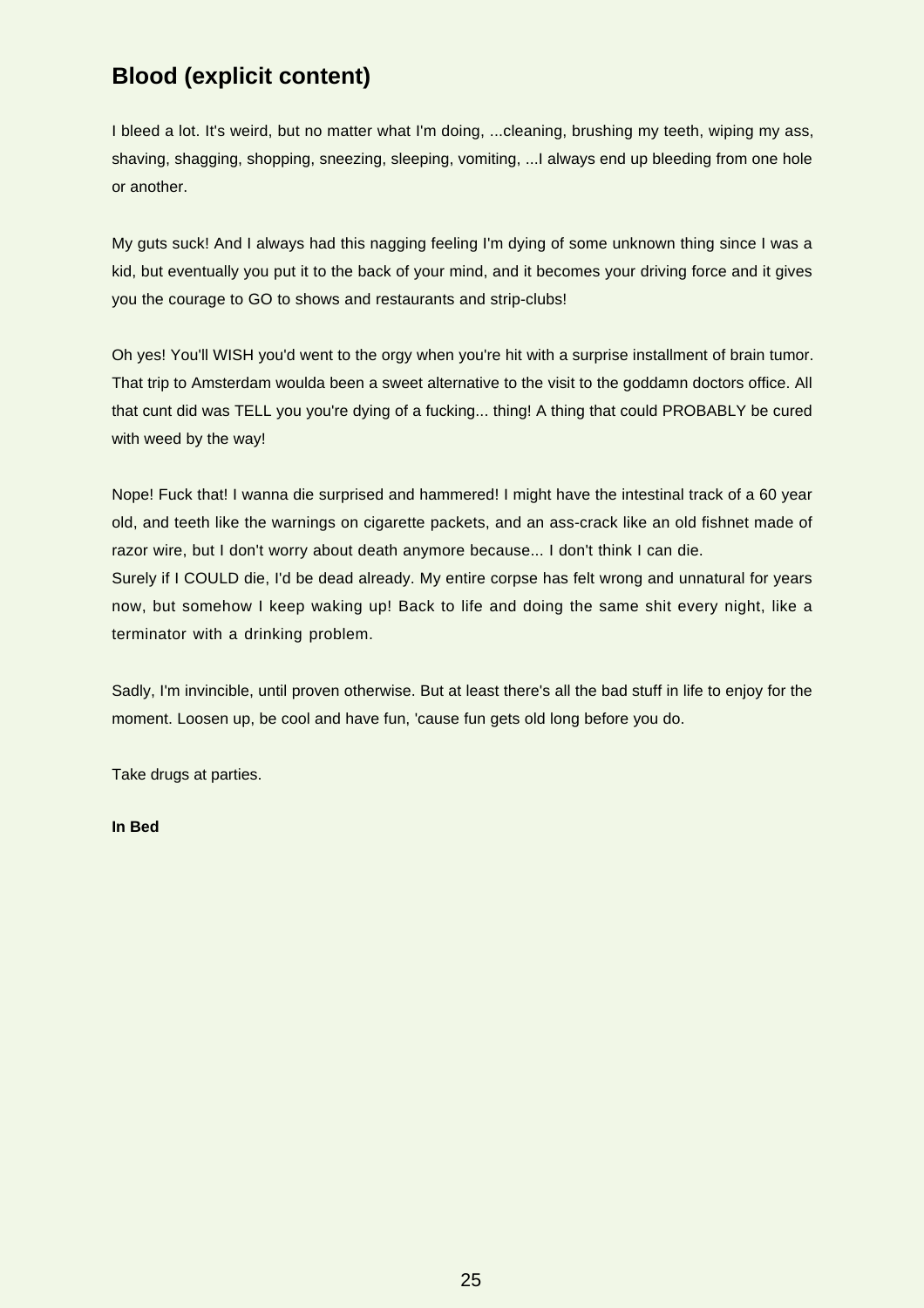## Blood (explicit content)

I bleed a lot. It's weird, but no matter what I'm doing, ...cleaning, brushing my teeth, wiping my ass, shaving, shagging, shopping, sneezing, sleeping, vomiting, ...I always end up bleeding from one hole or another.

My guts suck! And I always had this nagging feeling I'm dying of some unknown thing since I was a kid, but eventually you put it to the back of your mind, and it becomes your driving force and it gives you the courage to GO to shows and restaurants and strip-clubs!

Oh yes! You'll WISH you'd went to the orgy when you're hit with a surprise installment of brain tumor. That trip to Amsterdam woulda been a sweet alternative to the visit to the goddamn doctors office. All that cunt did was TELL you you're dying of a fucking... thing! A thing that could PROBABLY be cured with weed by the way!

Nope! Fuck that! I wanna die surprised and hammered! I might have the intestinal track of a 60 year old, and teeth like the warnings on cigarette packets, and an ass-crack like an old fishnet made of razor wire, but I don't worry about death anymore because... I don't think I can die.
Surely if I COULD die, I'd be dead already. My entire corpse has felt wrong and unnatural for years now, but somehow I keep waking up! Back to life and doing the same shit every night, like a terminator with a drinking problem.

Sadly, I'm invincible, until proven otherwise. But at least there's all the bad stuff in life to enjoy for the moment. Loosen up, be cool and have fun, 'cause fun gets old long before you do.

Take drugs at parties.

**In Bed**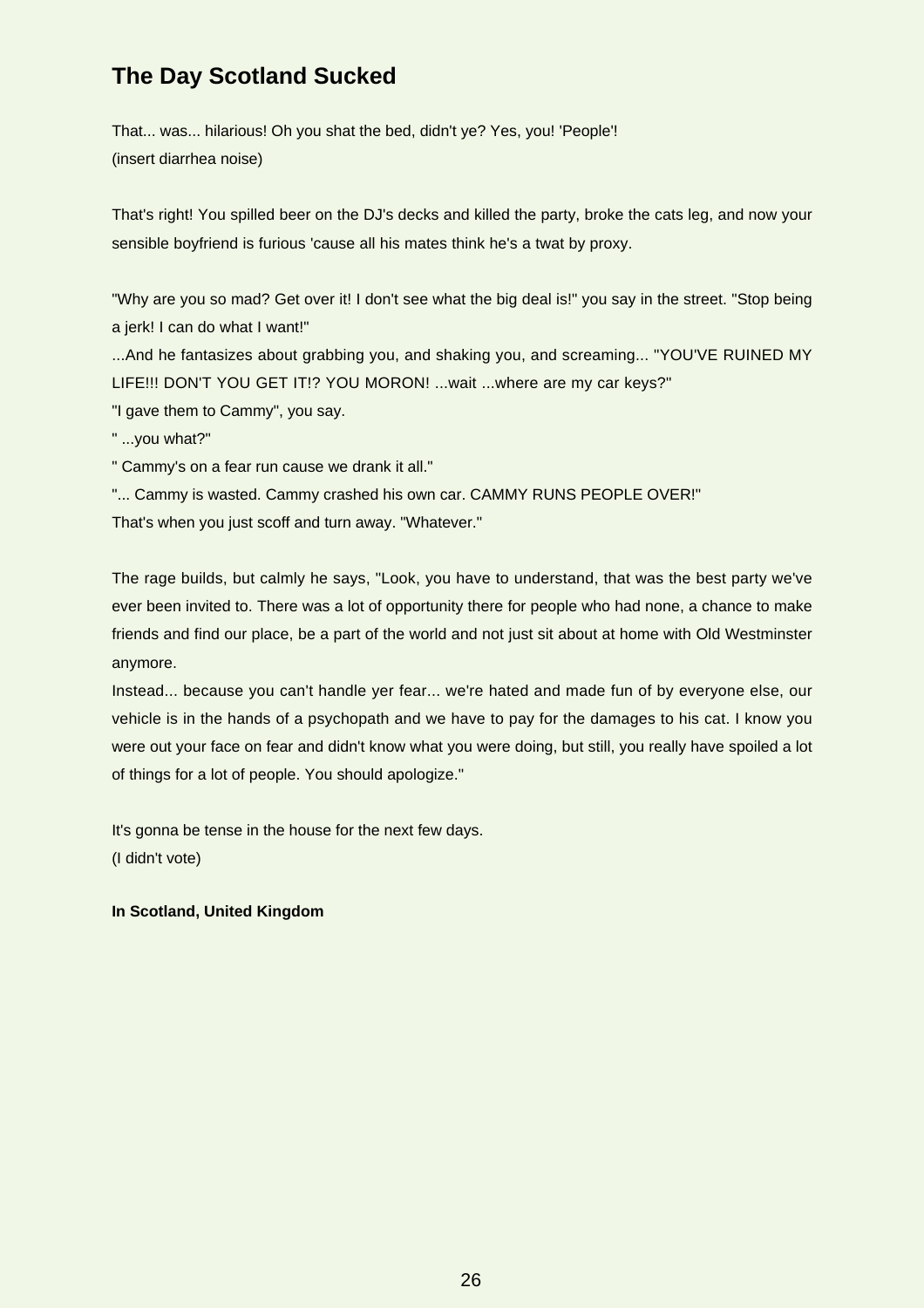## The Day Scotland Sucked

That... was... hilarious! Oh you shat the bed, didn't ye? Yes, you! 'People'!
(insert diarrhea noise)

That's right! You spilled beer on the DJ's decks and killed the party, broke the cats leg, and now your sensible boyfriend is furious 'cause all his mates think he's a twat by proxy.

"Why are you so mad? Get over it! I don't see what the big deal is!" you say in the street. "Stop being a jerk! I can do what I want!"
...And he fantasizes about grabbing you, and shaking you, and screaming... "YOU'VE RUINED MY LIFE!!! DON'T YOU GET IT!? YOU MORON! ...wait ...where are my car keys?"
"I gave them to Cammy", you say.
" ...you what?"
" Cammy's on a fear run cause we drank it all."
"... Cammy is wasted. Cammy crashed his own car. CAMMY RUNS PEOPLE OVER!"
That's when you just scoff and turn away. "Whatever."

The rage builds, but calmly he says, "Look, you have to understand, that was the best party we've ever been invited to. There was a lot of opportunity there for people who had none, a chance to make friends and find our place, be a part of the world and not just sit about at home with Old Westminster anymore.
Instead... because you can't handle yer fear... we're hated and made fun of by everyone else, our vehicle is in the hands of a psychopath and we have to pay for the damages to his cat. I know you were out your face on fear and didn't know what you were doing, but still, you really have spoiled a lot of things for a lot of people. You should apologize."

It's gonna be tense in the house for the next few days.
(I didn't vote)

**In Scotland, United Kingdom**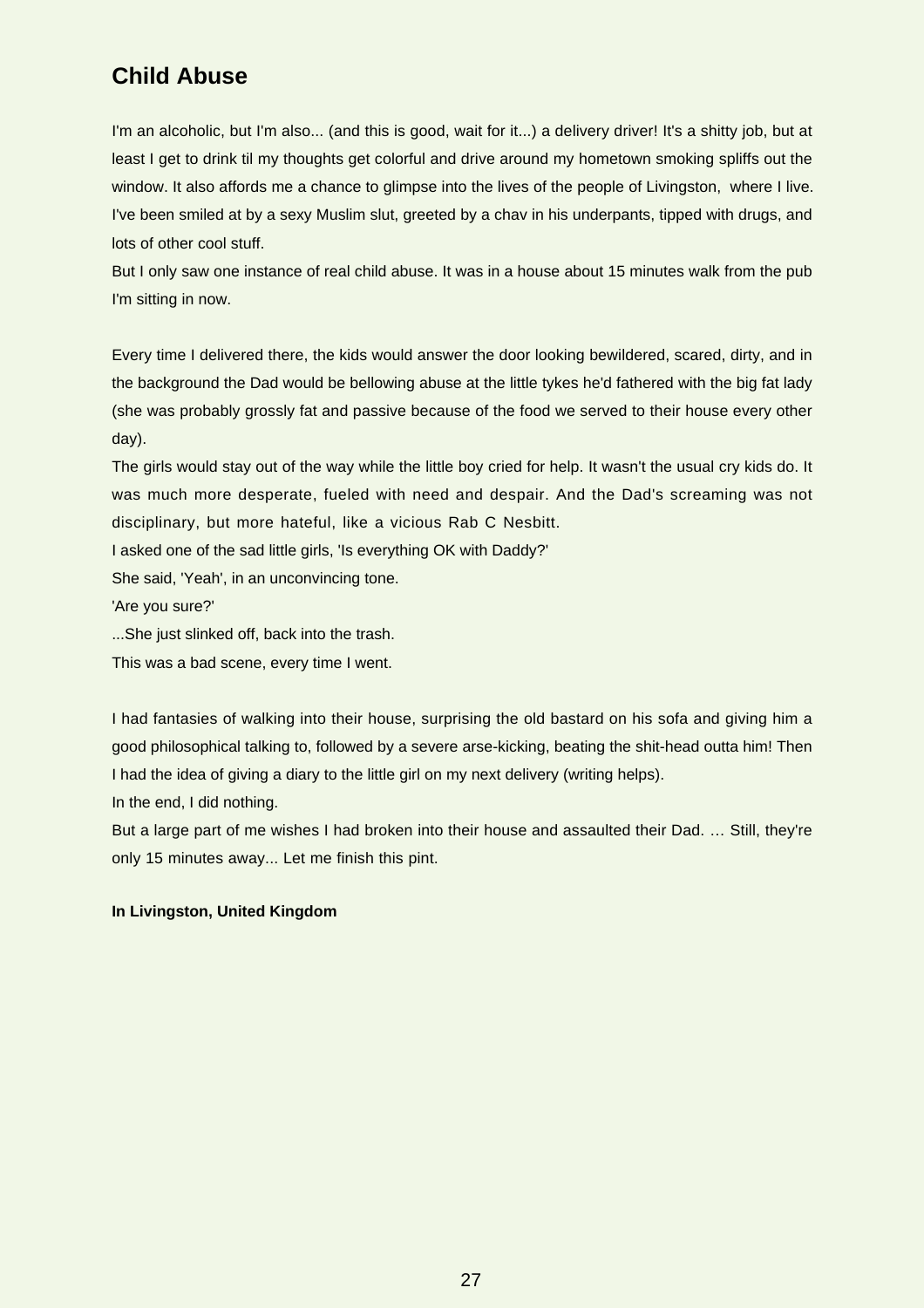## Child Abuse

I'm an alcoholic, but I'm also... (and this is good, wait for it...) a delivery driver! It's a shitty job, but at least I get to drink til my thoughts get colorful and drive around my hometown smoking spliffs out the window. It also affords me a chance to glimpse into the lives of the people of Livingston, where I live. I've been smiled at by a sexy Muslim slut, greeted by a chav in his underpants, tipped with drugs, and lots of other cool stuff.

But I only saw one instance of real child abuse. It was in a house about 15 minutes walk from the pub I'm sitting in now.

Every time I delivered there, the kids would answer the door looking bewildered, scared, dirty, and in the background the Dad would be bellowing abuse at the little tykes he'd fathered with the big fat lady (she was probably grossly fat and passive because of the food we served to their house every other day).

The girls would stay out of the way while the little boy cried for help. It wasn't the usual cry kids do. It was much more desperate, fueled with need and despair. And the Dad's screaming was not disciplinary, but more hateful, like a vicious Rab C Nesbitt.

I asked one of the sad little girls, 'Is everything OK with Daddy?'

She said, 'Yeah', in an unconvincing tone.

'Are you sure?'

...She just slinked off, back into the trash.

This was a bad scene, every time I went.

I had fantasies of walking into their house, surprising the old bastard on his sofa and giving him a good philosophical talking to, followed by a severe arse-kicking, beating the shit-head outta him! Then I had the idea of giving a diary to the little girl on my next delivery (writing helps).

In the end, I did nothing.

But a large part of me wishes I had broken into their house and assaulted their Dad. … Still, they're only 15 minutes away... Let me finish this pint.

**In Livingston, United Kingdom**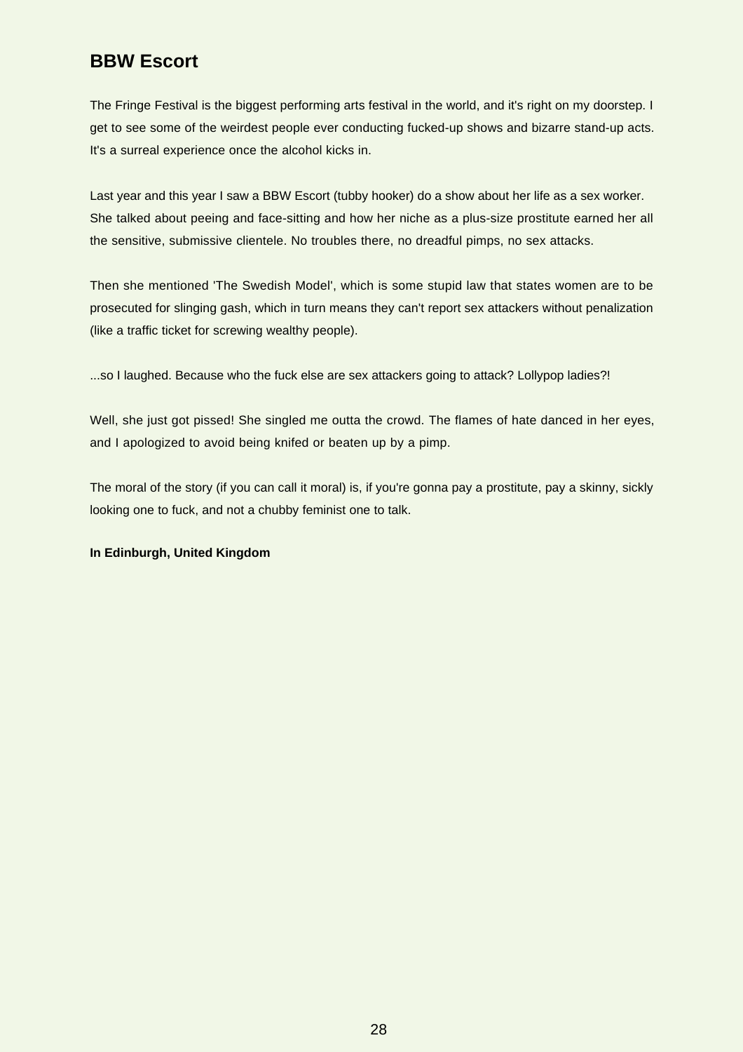## BBW Escort

The Fringe Festival is the biggest performing arts festival in the world, and it's right on my doorstep. I get to see some of the weirdest people ever conducting fucked-up shows and bizarre stand-up acts. It's a surreal experience once the alcohol kicks in.

Last year and this year I saw a BBW Escort (tubby hooker) do a show about her life as a sex worker. She talked about peeing and face-sitting and how her niche as a plus-size prostitute earned her all the sensitive, submissive clientele. No troubles there, no dreadful pimps, no sex attacks.

Then she mentioned 'The Swedish Model', which is some stupid law that states women are to be prosecuted for slinging gash, which in turn means they can't report sex attackers without penalization (like a traffic ticket for screwing wealthy people).

...so I laughed. Because who the fuck else are sex attackers going to attack? Lollypop ladies?!

Well, she just got pissed! She singled me outta the crowd. The flames of hate danced in her eyes, and I apologized to avoid being knifed or beaten up by a pimp.

The moral of the story (if you can call it moral) is, if you're gonna pay a prostitute, pay a skinny, sickly looking one to fuck, and not a chubby feminist one to talk.

**In Edinburgh, United Kingdom**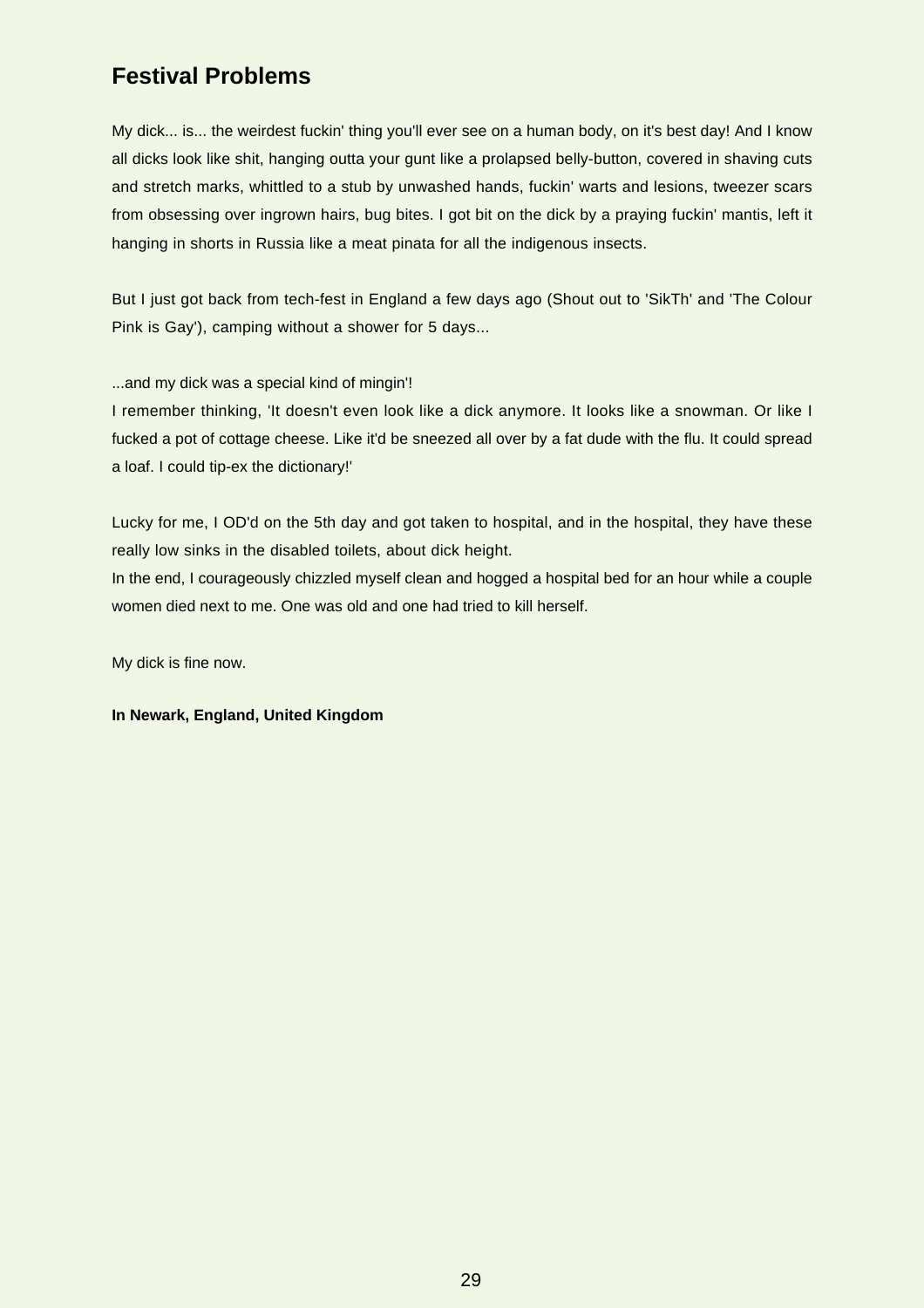## Festival Problems

My dick... is... the weirdest fuckin' thing you'll ever see on a human body, on it's best day! And I know all dicks look like shit, hanging outta your gunt like a prolapsed belly-button, covered in shaving cuts and stretch marks, whittled to a stub by unwashed hands, fuckin' warts and lesions, tweezer scars from obsessing over ingrown hairs, bug bites. I got bit on the dick by a praying fuckin' mantis, left it hanging in shorts in Russia like a meat pinata for all the indigenous insects.

But I just got back from tech-fest in England a few days ago (Shout out to 'SikTh' and 'The Colour Pink is Gay'), camping without a shower for 5 days...

...and my dick was a special kind of mingin'!
I remember thinking, 'It doesn't even look like a dick anymore. It looks like a snowman. Or like I fucked a pot of cottage cheese. Like it'd be sneezed all over by a fat dude with the flu. It could spread a loaf. I could tip-ex the dictionary!'

Lucky for me, I OD'd on the 5th day and got taken to hospital, and in the hospital, they have these really low sinks in the disabled toilets, about dick height.
In the end, I courageously chizzled myself clean and hogged a hospital bed for an hour while a couple women died next to me. One was old and one had tried to kill herself.

My dick is fine now.

**In Newark, England, United Kingdom**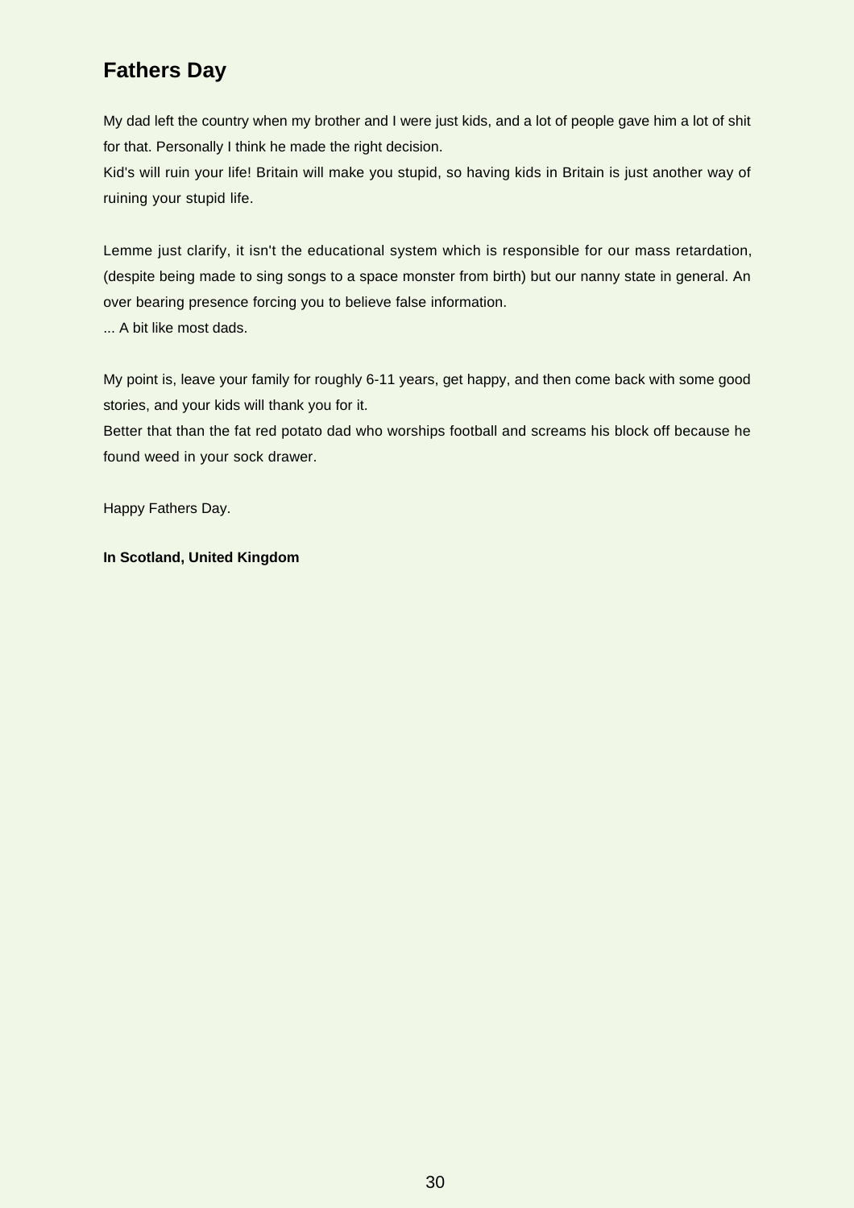## Fathers Day

My dad left the country when my brother and I were just kids, and a lot of people gave him a lot of shit for that. Personally I think he made the right decision.
Kid's will ruin your life! Britain will make you stupid, so having kids in Britain is just another way of ruining your stupid life.

Lemme just clarify, it isn't the educational system which is responsible for our mass retardation, (despite being made to sing songs to a space monster from birth) but our nanny state in general. An over bearing presence forcing you to believe false information.
... A bit like most dads.

My point is, leave your family for roughly 6-11 years, get happy, and then come back with some good stories, and your kids will thank you for it.
Better that than the fat red potato dad who worships football and screams his block off because he found weed in your sock drawer.

Happy Fathers Day.

**In Scotland, United Kingdom**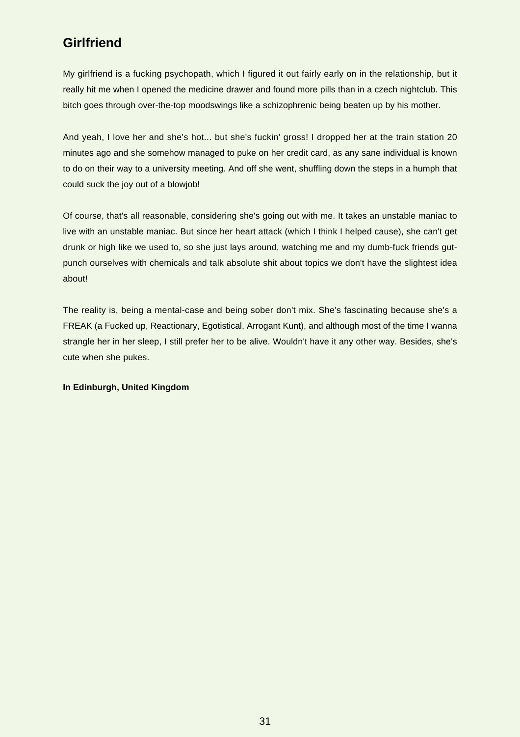## Girlfriend

My girlfriend is a fucking psychopath, which I figured it out fairly early on in the relationship, but it really hit me when I opened the medicine drawer and found more pills than in a czech nightclub. This bitch goes through over-the-top moodswings like a schizophrenic being beaten up by his mother.

And yeah, I love her and she's hot... but she's fuckin' gross! I dropped her at the train station 20 minutes ago and she somehow managed to puke on her credit card, as any sane individual is known to do on their way to a university meeting. And off she went, shuffling down the steps in a humph that could suck the joy out of a blowjob!

Of course, that's all reasonable, considering she's going out with me. It takes an unstable maniac to live with an unstable maniac. But since her heart attack (which I think I helped cause), she can't get drunk or high like we used to, so she just lays around, watching me and my dumb-fuck friends gut-punch ourselves with chemicals and talk absolute shit about topics we don't have the slightest idea about!

The reality is, being a mental-case and being sober don't mix. She's fascinating because she's a FREAK (a Fucked up, Reactionary, Egotistical, Arrogant Kunt), and although most of the time I wanna strangle her in her sleep, I still prefer her to be alive. Wouldn't have it any other way. Besides, she's cute when she pukes.

**In Edinburgh, United Kingdom**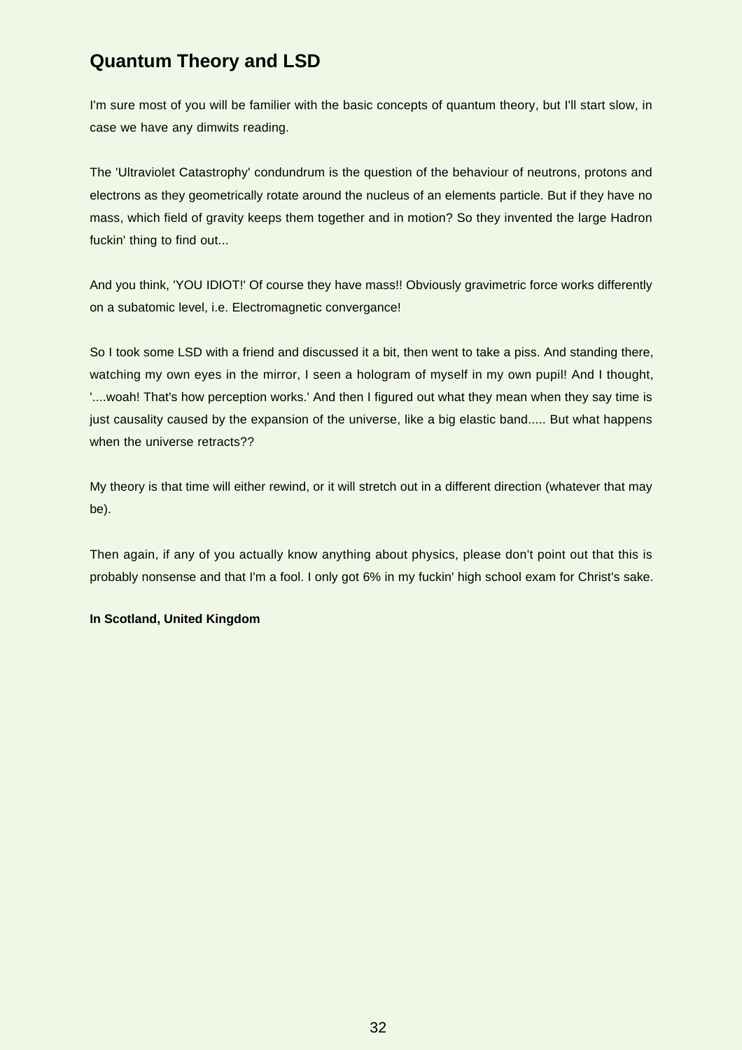## Quantum Theory and LSD

I'm sure most of you will be familier with the basic concepts of quantum theory, but I'll start slow, in case we have any dimwits reading.

The 'Ultraviolet Catastrophy' condundrum is the question of the behaviour of neutrons, protons and electrons as they geometrically rotate around the nucleus of an elements particle. But if they have no mass, which field of gravity keeps them together and in motion? So they invented the large Hadron fuckin' thing to find out...

And you think, 'YOU IDIOT!' Of course they have mass!! Obviously gravimetric force works differently on a subatomic level, i.e. Electromagnetic convergance!

So I took some LSD with a friend and discussed it a bit, then went to take a piss. And standing there, watching my own eyes in the mirror, I seen a hologram of myself in my own pupil! And I thought, '....woah! That's how perception works.' And then I figured out what they mean when they say time is just causality caused by the expansion of the universe, like a big elastic band..... But what happens when the universe retracts??

My theory is that time will either rewind, or it will stretch out in a different direction (whatever that may be).

Then again, if any of you actually know anything about physics, please don't point out that this is probably nonsense and that I'm a fool. I only got 6% in my fuckin' high school exam for Christ's sake.

**In Scotland, United Kingdom**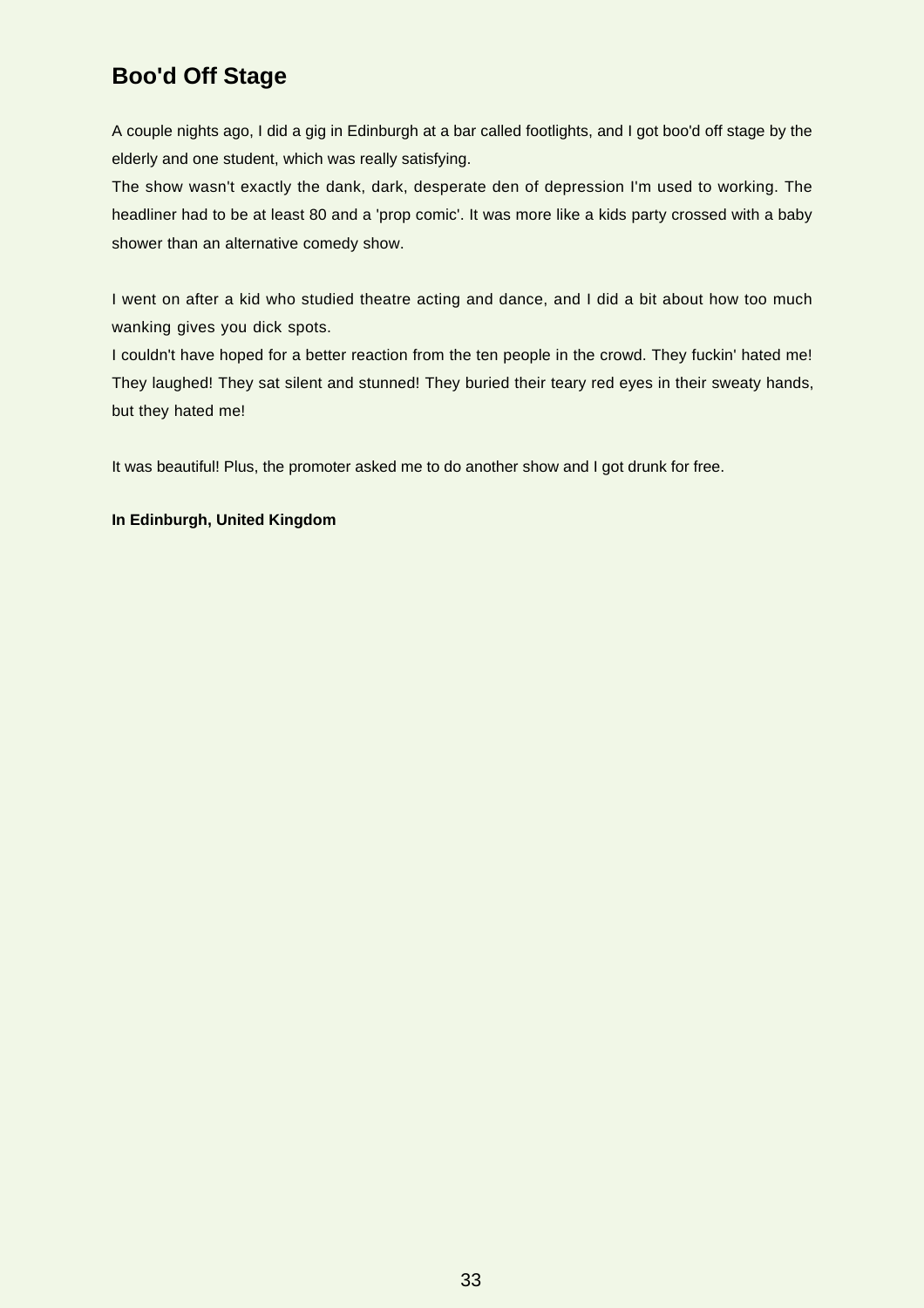## Boo'd Off Stage

A couple nights ago, I did a gig in Edinburgh at a bar called footlights, and I got boo'd off stage by the elderly and one student, which was really satisfying.
The show wasn't exactly the dank, dark, desperate den of depression I'm used to working. The headliner had to be at least 80 and a 'prop comic'. It was more like a kids party crossed with a baby shower than an alternative comedy show.

I went on after a kid who studied theatre acting and dance, and I did a bit about how too much wanking gives you dick spots.
I couldn't have hoped for a better reaction from the ten people in the crowd. They fuckin' hated me! They laughed! They sat silent and stunned! They buried their teary red eyes in their sweaty hands, but they hated me!

It was beautiful! Plus, the promoter asked me to do another show and I got drunk for free.

**In Edinburgh, United Kingdom**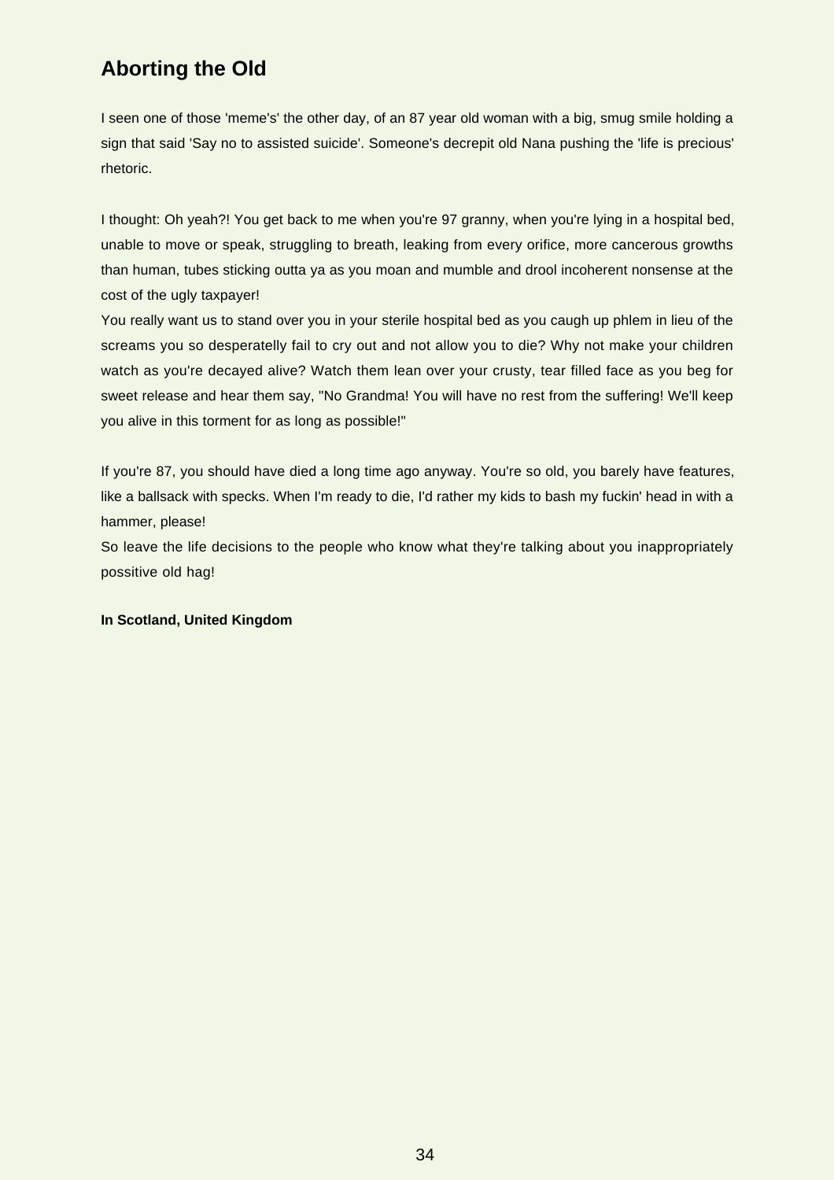## Aborting the Old

I seen one of those 'meme's' the other day, of an 87 year old woman with a big, smug smile holding a sign that said 'Say no to assisted suicide'. Someone's decrepit old Nana pushing the 'life is precious' rhetoric.

I thought: Oh yeah?! You get back to me when you're 97 granny, when you're lying in a hospital bed, unable to move or speak, struggling to breath, leaking from every orifice, more cancerous growths than human, tubes sticking outta ya as you moan and mumble and drool incoherent nonsense at the cost of the ugly taxpayer!
You really want us to stand over you in your sterile hospital bed as you caugh up phlem in lieu of the screams you so desperatelly fail to cry out and not allow you to die? Why not make your children watch as you're decayed alive? Watch them lean over your crusty, tear filled face as you beg for sweet release and hear them say, "No Grandma! You will have no rest from the suffering! We'll keep you alive in this torment for as long as possible!"

If you're 87, you should have died a long time ago anyway. You're so old, you barely have features, like a ballsack with specks. When I'm ready to die, I'd rather my kids to bash my fuckin' head in with a hammer, please!
So leave the life decisions to the people who know what they're talking about you inappropriately possitive old hag!

**In Scotland, United Kingdom**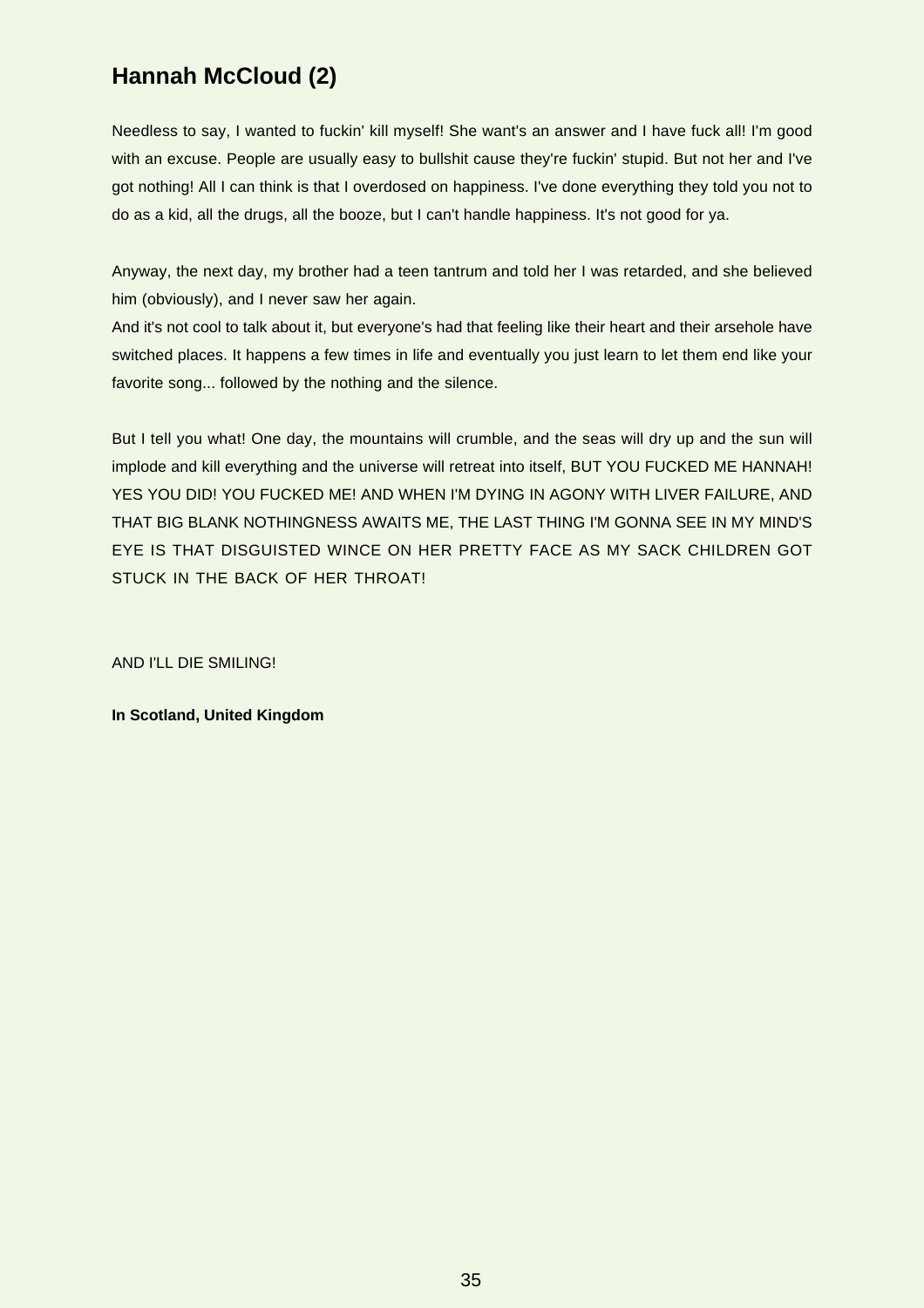## Hannah McCloud (2)

Needless to say, I wanted to fuckin' kill myself! She want's an answer and I have fuck all! I'm good with an excuse. People are usually easy to bullshit cause they're fuckin' stupid. But not her and I've got nothing! All I can think is that I overdosed on happiness. I've done everything they told you not to do as a kid, all the drugs, all the booze, but I can't handle happiness. It's not good for ya.

Anyway, the next day, my brother had a teen tantrum and told her I was retarded, and she believed him (obviously), and I never saw her again.
And it's not cool to talk about it, but everyone's had that feeling like their heart and their arsehole have switched places. It happens a few times in life and eventually you just learn to let them end like your favorite song... followed by the nothing and the silence.

But I tell you what! One day, the mountains will crumble, and the seas will dry up and the sun will implode and kill everything and the universe will retreat into itself, BUT YOU FUCKED ME HANNAH! YES YOU DID! YOU FUCKED ME! AND WHEN I'M DYING IN AGONY WITH LIVER FAILURE, AND THAT BIG BLANK NOTHINGNESS AWAITS ME, THE LAST THING I'M GONNA SEE IN MY MIND'S EYE IS THAT DISGUISTED WINCE ON HER PRETTY FACE AS MY SACK CHILDREN GOT STUCK IN THE BACK OF HER THROAT!

AND I'LL DIE SMILING!

**In Scotland, United Kingdom**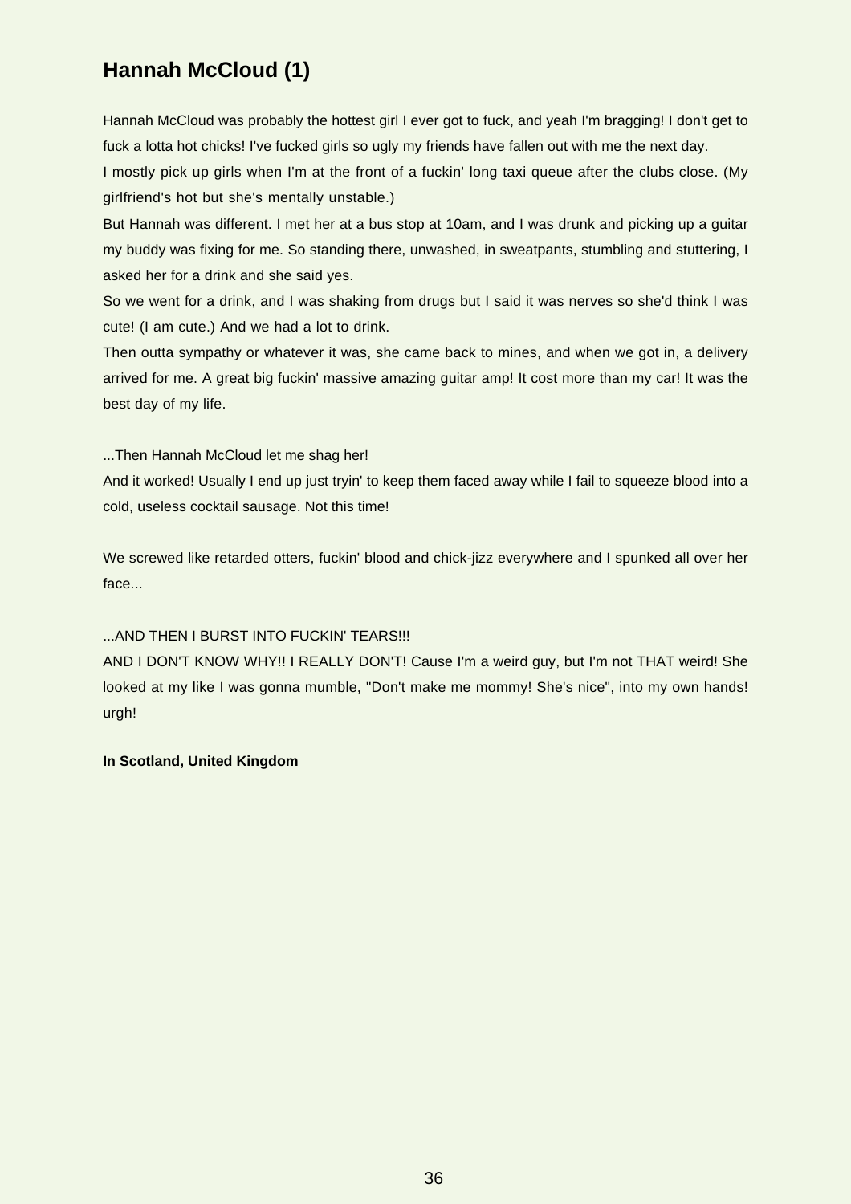## Hannah McCloud (1)

Hannah McCloud was probably the hottest girl I ever got to fuck, and yeah I'm bragging! I don't get to fuck a lotta hot chicks! I've fucked girls so ugly my friends have fallen out with me the next day.

I mostly pick up girls when I'm at the front of a fuckin' long taxi queue after the clubs close. (My girlfriend's hot but she's mentally unstable.)

But Hannah was different. I met her at a bus stop at 10am, and I was drunk and picking up a guitar my buddy was fixing for me. So standing there, unwashed, in sweatpants, stumbling and stuttering, I asked her for a drink and she said yes.

So we went for a drink, and I was shaking from drugs but I said it was nerves so she'd think I was cute! (I am cute.) And we had a lot to drink.

Then outta sympathy or whatever it was, she came back to mines, and when we got in, a delivery arrived for me. A great big fuckin' massive amazing guitar amp! It cost more than my car! It was the best day of my life.

...Then Hannah McCloud let me shag her!

And it worked! Usually I end up just tryin' to keep them faced away while I fail to squeeze blood into a cold, useless cocktail sausage. Not this time!

We screwed like retarded otters, fuckin' blood and chick-jizz everywhere and I spunked all over her face...

...AND THEN I BURST INTO FUCKIN' TEARS!!!

AND I DON'T KNOW WHY!! I REALLY DON'T! Cause I'm a weird guy, but I'm not THAT weird! She looked at my like I was gonna mumble, "Don't make me mommy! She's nice", into my own hands! urgh!

**In Scotland, United Kingdom**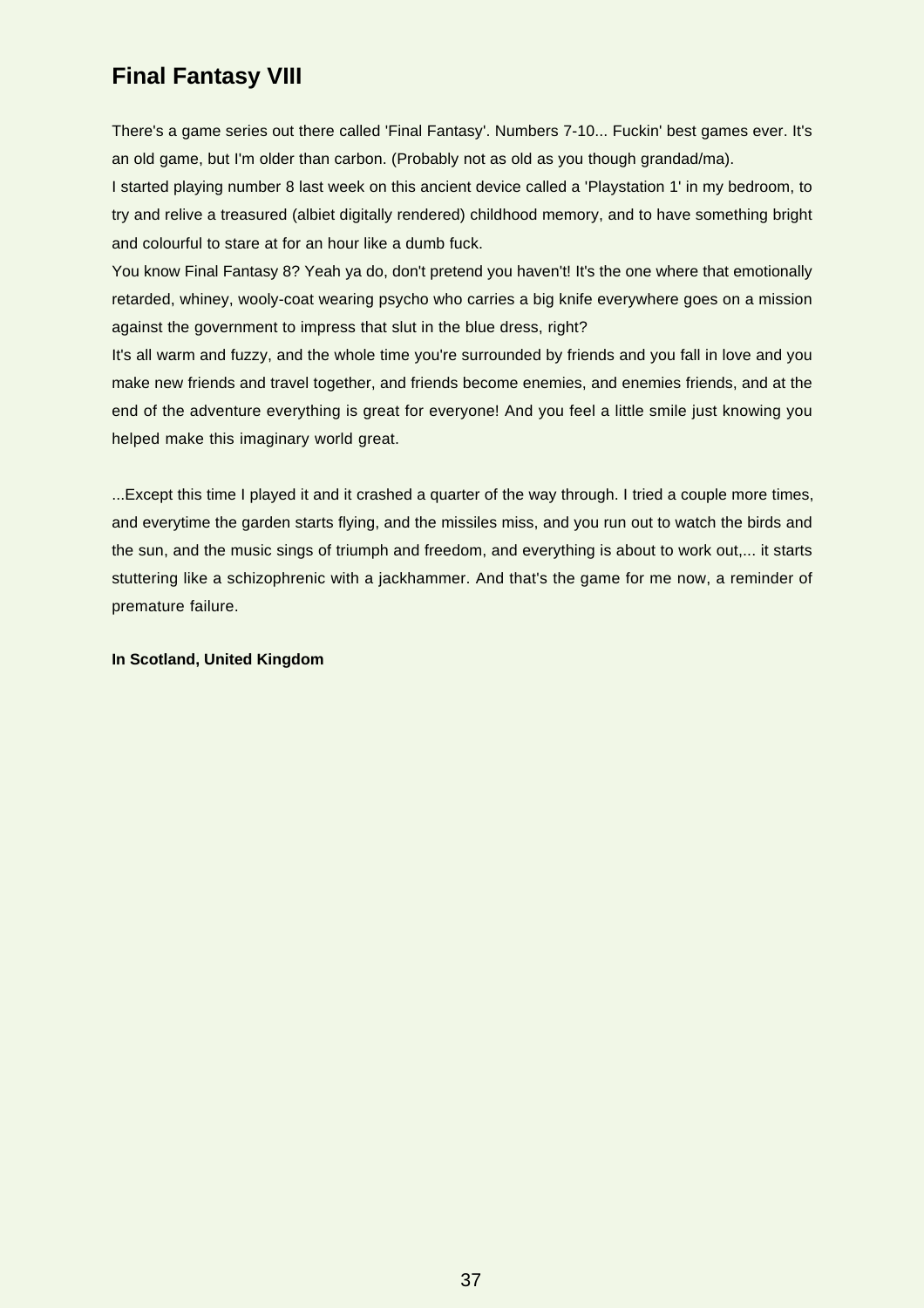## Final Fantasy VIII

There's a game series out there called 'Final Fantasy'. Numbers 7-10... Fuckin' best games ever. It's an old game, but I'm older than carbon. (Probably not as old as you though grandad/ma).

I started playing number 8 last week on this ancient device called a 'Playstation 1' in my bedroom, to try and relive a treasured (albiet digitally rendered) childhood memory, and to have something bright and colourful to stare at for an hour like a dumb fuck.

You know Final Fantasy 8? Yeah ya do, don't pretend you haven't! It's the one where that emotionally retarded, whiney, wooly-coat wearing psycho who carries a big knife everywhere goes on a mission against the government to impress that slut in the blue dress, right?

It's all warm and fuzzy, and the whole time you're surrounded by friends and you fall in love and you make new friends and travel together, and friends become enemies, and enemies friends, and at the end of the adventure everything is great for everyone! And you feel a little smile just knowing you helped make this imaginary world great.

...Except this time I played it and it crashed a quarter of the way through. I tried a couple more times, and everytime the garden starts flying, and the missiles miss, and you run out to watch the birds and the sun, and the music sings of triumph and freedom, and everything is about to work out,... it starts stuttering like a schizophrenic with a jackhammer. And that's the game for me now, a reminder of premature failure.

**In Scotland, United Kingdom**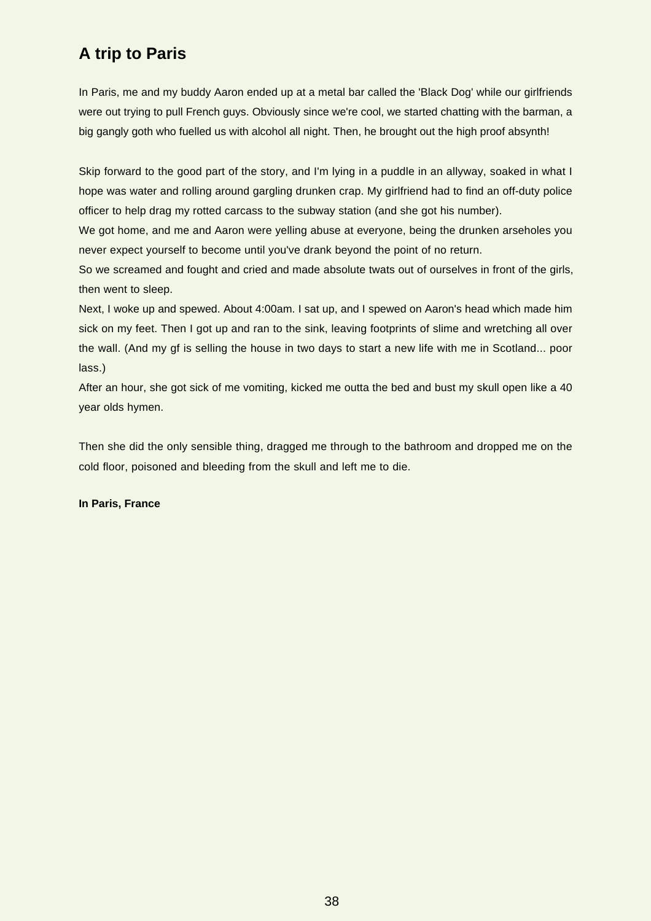## A trip to Paris

In Paris, me and my buddy Aaron ended up at a metal bar called the 'Black Dog' while our girlfriends were out trying to pull French guys. Obviously since we're cool, we started chatting with the barman, a big gangly goth who fuelled us with alcohol all night. Then, he brought out the high proof absynth!

Skip forward to the good part of the story, and I'm lying in a puddle in an allyway, soaked in what I hope was water and rolling around gargling drunken crap. My girlfriend had to find an off-duty police officer to help drag my rotted carcass to the subway station (and she got his number).
We got home, and me and Aaron were yelling abuse at everyone, being the drunken arseholes you never expect yourself to become until you've drank beyond the point of no return.
So we screamed and fought and cried and made absolute twats out of ourselves in front of the girls, then went to sleep.
Next, I woke up and spewed. About 4:00am. I sat up, and I spewed on Aaron's head which made him sick on my feet. Then I got up and ran to the sink, leaving footprints of slime and wretching all over the wall. (And my gf is selling the house in two days to start a new life with me in Scotland... poor lass.)
After an hour, she got sick of me vomiting, kicked me outta the bed and bust my skull open like a 40 year olds hymen.

Then she did the only sensible thing, dragged me through to the bathroom and dropped me on the cold floor, poisoned and bleeding from the skull and left me to die.

**In Paris, France**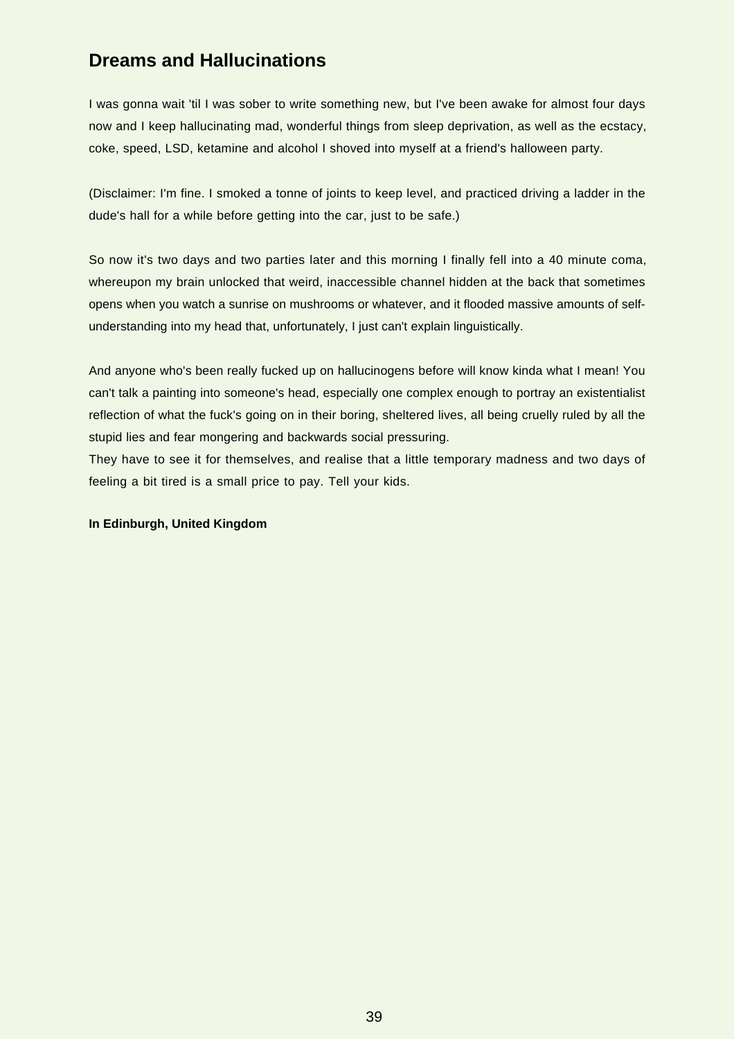## Dreams and Hallucinations

I was gonna wait 'til I was sober to write something new, but I've been awake for almost four days now and I keep hallucinating mad, wonderful things from sleep deprivation, as well as the ecstacy, coke, speed, LSD, ketamine and alcohol I shoved into myself at a friend's halloween party.

(Disclaimer: I'm fine. I smoked a tonne of joints to keep level, and practiced driving a ladder in the dude's hall for a while before getting into the car, just to be safe.)

So now it's two days and two parties later and this morning I finally fell into a 40 minute coma, whereupon my brain unlocked that weird, inaccessible channel hidden at the back that sometimes opens when you watch a sunrise on mushrooms or whatever, and it flooded massive amounts of self-understanding into my head that, unfortunately, I just can't explain linguistically.

And anyone who's been really fucked up on hallucinogens before will know kinda what I mean! You can't talk a painting into someone's head, especially one complex enough to portray an existentialist reflection of what the fuck's going on in their boring, sheltered lives, all being cruelly ruled by all the stupid lies and fear mongering and backwards social pressuring.
They have to see it for themselves, and realise that a little temporary madness and two days of feeling a bit tired is a small price to pay. Tell your kids.

**In Edinburgh, United Kingdom**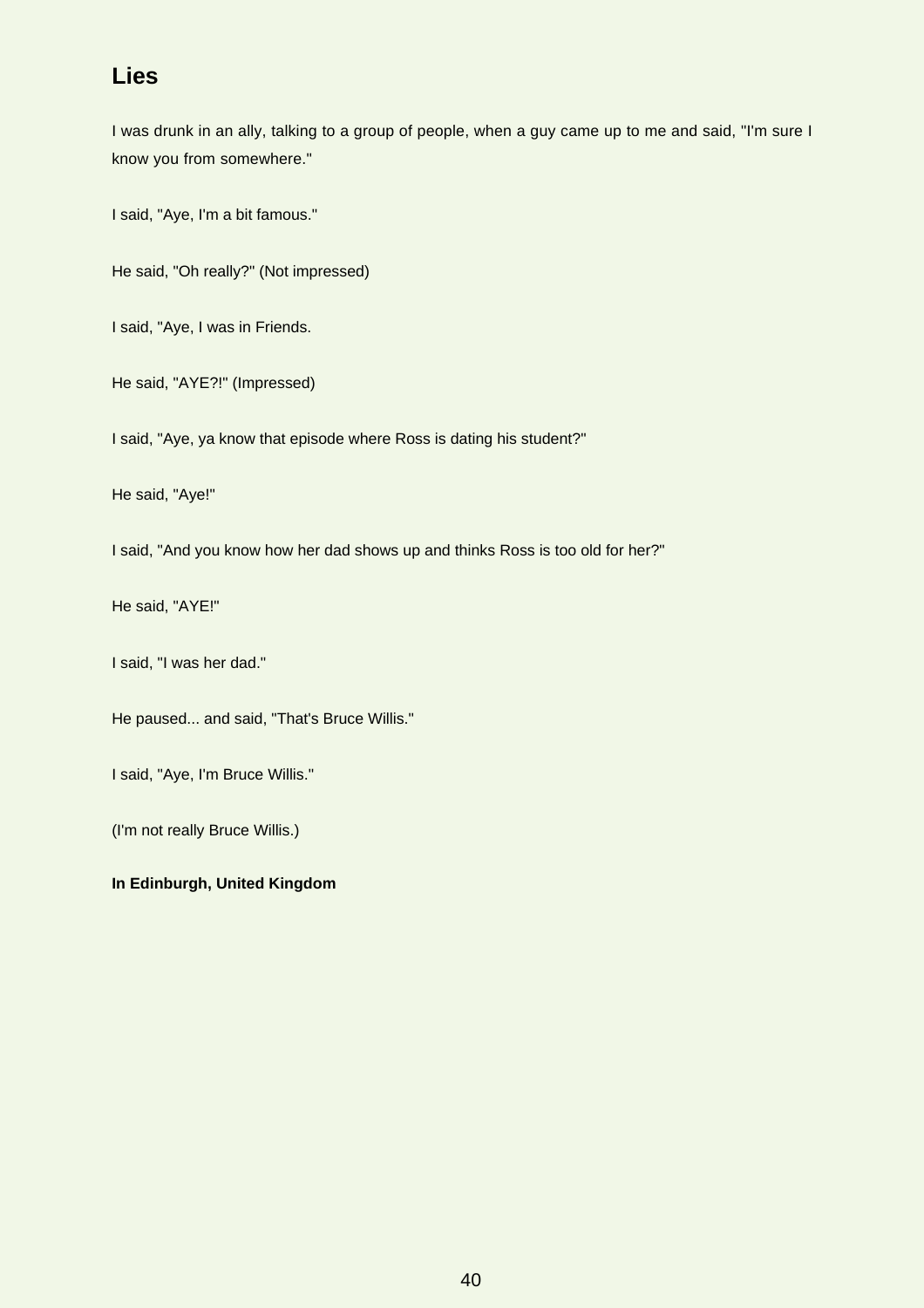## Lies

I was drunk in an ally, talking to a group of people, when a guy came up to me and said, "I'm sure I know you from somewhere."

I said, "Aye, I'm a bit famous."

He said, "Oh really?" (Not impressed)

I said, "Aye, I was in Friends.

He said, "AYE?!" (Impressed)

I said, "Aye, ya know that episode where Ross is dating his student?"

He said, "Aye!"

I said, "And you know how her dad shows up and thinks Ross is too old for her?"

He said, "AYE!"

I said, "I was her dad."

He paused... and said, "That's Bruce Willis."

I said, "Aye, I'm Bruce Willis."

(I'm not really Bruce Willis.)

**In Edinburgh, United Kingdom**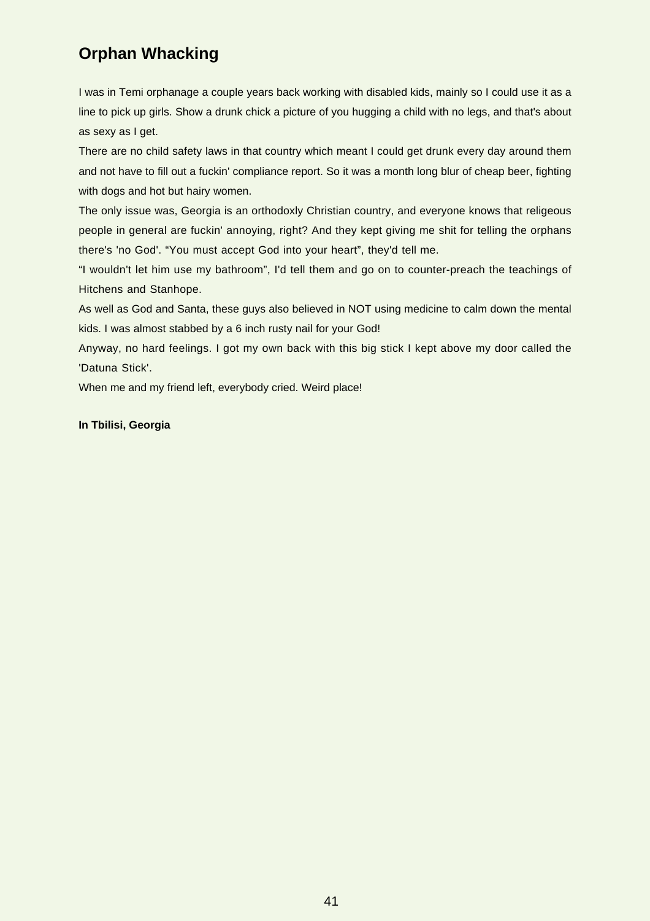## Orphan Whacking

I was in Temi orphanage a couple years back working with disabled kids, mainly so I could use it as a line to pick up girls. Show a drunk chick a picture of you hugging a child with no legs, and that's about as sexy as I get.

There are no child safety laws in that country which meant I could get drunk every day around them and not have to fill out a fuckin' compliance report. So it was a month long blur of cheap beer, fighting with dogs and hot but hairy women.

The only issue was, Georgia is an orthodoxly Christian country, and everyone knows that religeous people in general are fuckin' annoying, right? And they kept giving me shit for telling the orphans there's 'no God'. “You must accept God into your heart”, they'd tell me.

“I wouldn't let him use my bathroom”, I'd tell them and go on to counter-preach the teachings of Hitchens and Stanhope.

As well as God and Santa, these guys also believed in NOT using medicine to calm down the mental kids. I was almost stabbed by a 6 inch rusty nail for your God!

Anyway, no hard feelings. I got my own back with this big stick I kept above my door called the 'Datuna Stick'.

When me and my friend left, everybody cried. Weird place!

**In Tbilisi, Georgia**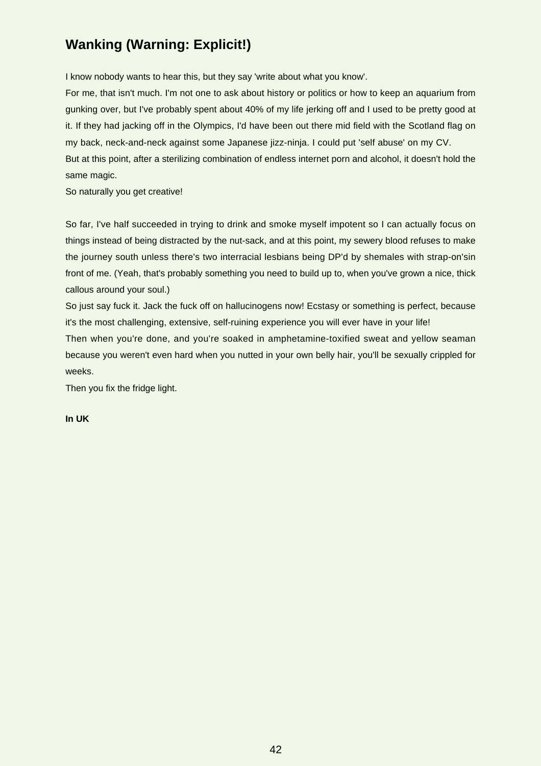## Wanking (Warning: Explicit!)

I know nobody wants to hear this, but they say 'write about what you know'.

For me, that isn't much. I'm not one to ask about history or politics or how to keep an aquarium from gunking over, but I've probably spent about 40% of my life jerking off and I used to be pretty good at it. If they had jacking off in the Olympics, I'd have been out there mid field with the Scotland flag on my back, neck-and-neck against some Japanese jizz-ninja. I could put 'self abuse' on my CV.

But at this point, after a sterilizing combination of endless internet porn and alcohol, it doesn't hold the same magic.

So naturally you get creative!

So far, I've half succeeded in trying to drink and smoke myself impotent so I can actually focus on things instead of being distracted by the nut-sack, and at this point, my sewery blood refuses to make the journey south unless there's two interracial lesbians being DP'd by shemales with strap-on'sin front of me. (Yeah, that's probably something you need to build up to, when you've grown a nice, thick callous around your soul.)

So just say fuck it. Jack the fuck off on hallucinogens now! Ecstasy or something is perfect, because it's the most challenging, extensive, self-ruining experience you will ever have in your life!

Then when you're done, and you're soaked in amphetamine-toxified sweat and yellow seaman because you weren't even hard when you nutted in your own belly hair, you'll be sexually crippled for weeks.

Then you fix the fridge light.

**In UK**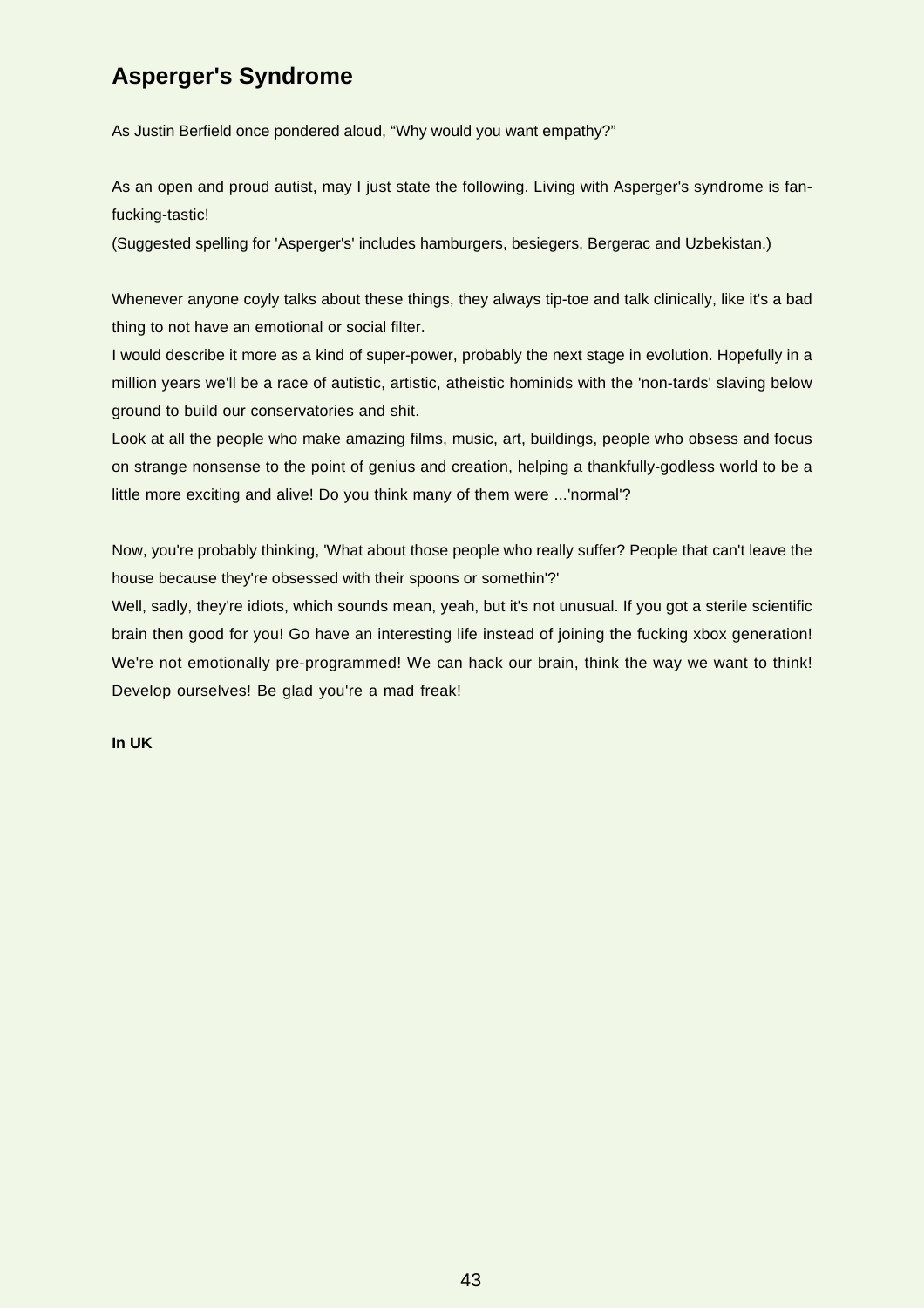## Asperger's Syndrome

As Justin Berfield once pondered aloud, “Why would you want empathy?”

As an open and proud autist, may I just state the following. Living with Asperger's syndrome is fan-fucking-tastic!
(Suggested spelling for 'Asperger's' includes hamburgers, besiegers, Bergerac and Uzbekistan.)

Whenever anyone coyly talks about these things, they always tip-toe and talk clinically, like it's a bad thing to not have an emotional or social filter.
I would describe it more as a kind of super-power, probably the next stage in evolution. Hopefully in a million years we'll be a race of autistic, artistic, atheistic hominids with the 'non-tards' slaving below ground to build our conservatories and shit.
Look at all the people who make amazing films, music, art, buildings, people who obsess and focus on strange nonsense to the point of genius and creation, helping a thankfully-godless world to be a little more exciting and alive! Do you think many of them were ...'normal'?

Now, you're probably thinking, 'What about those people who really suffer? People that can't leave the house because they're obsessed with their spoons or somethin'?'
Well, sadly, they're idiots, which sounds mean, yeah, but it's not unusual. If you got a sterile scientific brain then good for you! Go have an interesting life instead of joining the fucking xbox generation! We're not emotionally pre-programmed! We can hack our brain, think the way we want to think! Develop ourselves! Be glad you're a mad freak!

**In UK**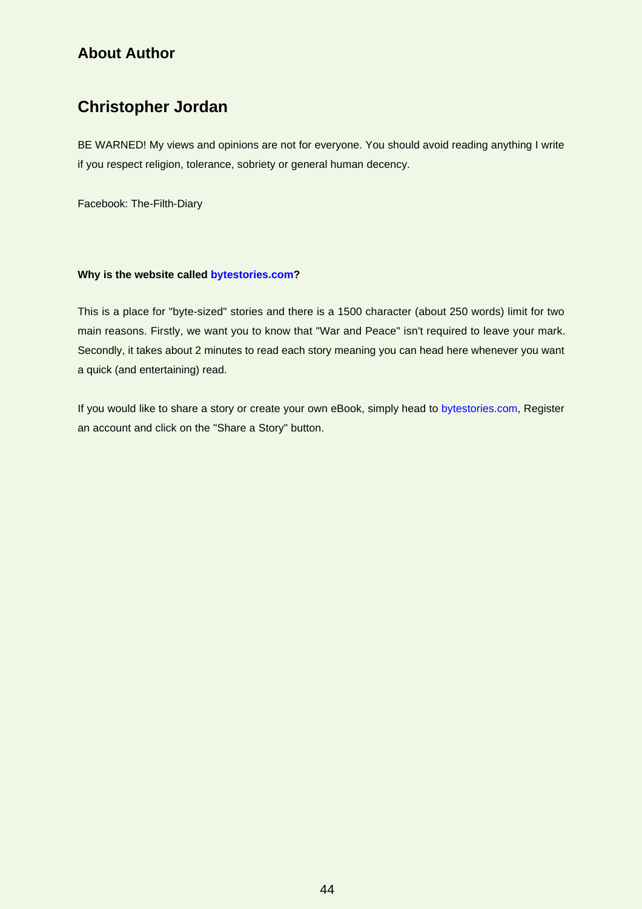## About Author

## Christopher Jordan

BE WARNED! My views and opinions are not for everyone. You should avoid reading anything I write if you respect religion, tolerance, sobriety or general human decency.

Facebook: The-Filth-Diary

**Why is the website called bytestories.com?**

This is a place for "byte-sized" stories and there is a 1500 character (about 250 words) limit for two main reasons. Firstly, we want you to know that "War and Peace" isn't required to leave your mark. Secondly, it takes about 2 minutes to read each story meaning you can head here whenever you want a quick (and entertaining) read.

If you would like to share a story or create your own eBook, simply head to bytestories.com, Register an account and click on the "Share a Story" button.